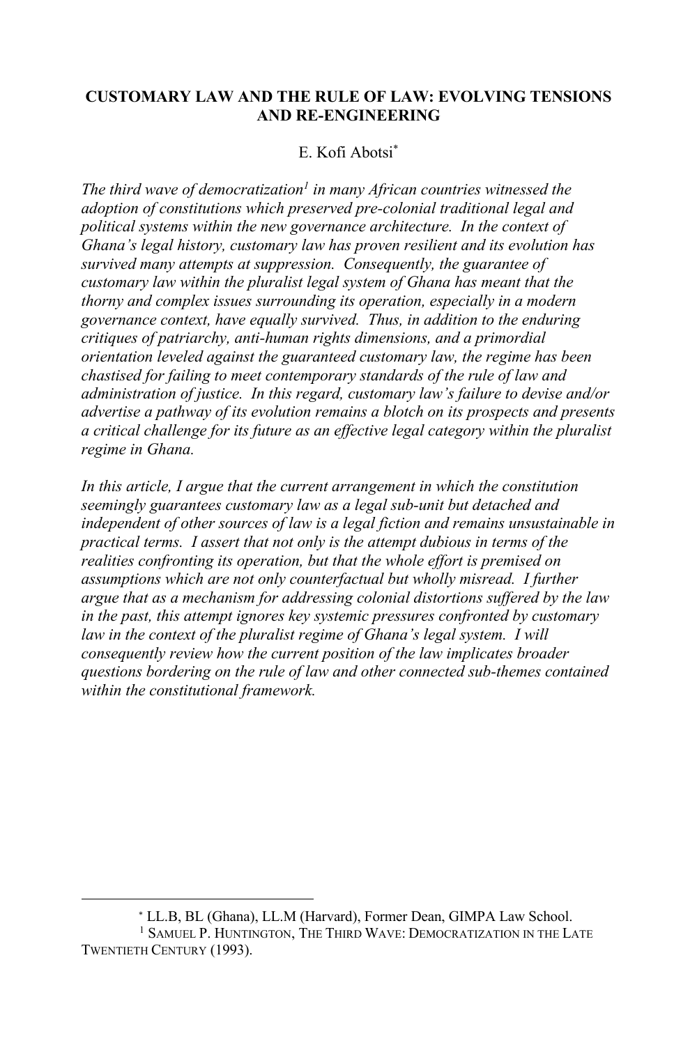# CUSTOMARY LAW AND THE RULE OF LAW: EVOLVING TENSIONS AND RE-ENGINEERING

E. Kofi Abotsi[*]

*The third wave of democratization[1] in many African countries witnessed the adoption of constitutions which preserved pre-colonial traditional legal and political systems within the new governance architecture. In the context of Ghana's legal history, customary law has proven resilient and its evolution has survived many attempts at suppression. Consequently, the guarantee of customary law within the pluralist legal system of Ghana has meant that the thorny and complex issues surrounding its operation, especially in a modern governance context, have equally survived. Thus, in addition to the enduring critiques of patriarchy, anti-human rights dimensions, and a primordial orientation leveled against the guaranteed customary law, the regime has been chastised for failing to meet contemporary standards of the rule of law and administration of justice. In this regard, customary law's failure to devise and/or advertise a pathway of its evolution remains a blotch on its prospects and presents a critical challenge for its future as an effective legal category within the pluralist regime in Ghana.*

*In this article, I argue that the current arrangement in which the constitution seemingly guarantees customary law as a legal sub-unit but detached and independent of other sources of law is a legal fiction and remains unsustainable in practical terms. I assert that not only is the attempt dubious in terms of the realities confronting its operation, but that the whole effort is premised on assumptions which are not only counterfactual but wholly misread. I further argue that as a mechanism for addressing colonial distortions suffered by the law in the past, this attempt ignores key systemic pressures confronted by customary law in the context of the pluralist regime of Ghana's legal system. I will consequently review how the current position of the law implicates broader questions bordering on the rule of law and other connected sub-themes contained within the constitutional framework.*

---

[*] LL.B, BL (Ghana), LL.M (Harvard), Former Dean, GIMPA Law School.

[1] SAMUEL P. HUNTINGTON, THE THIRD WAVE: DEMOCRATIZATION IN THE LATE TWENTIETH CENTURY (1993).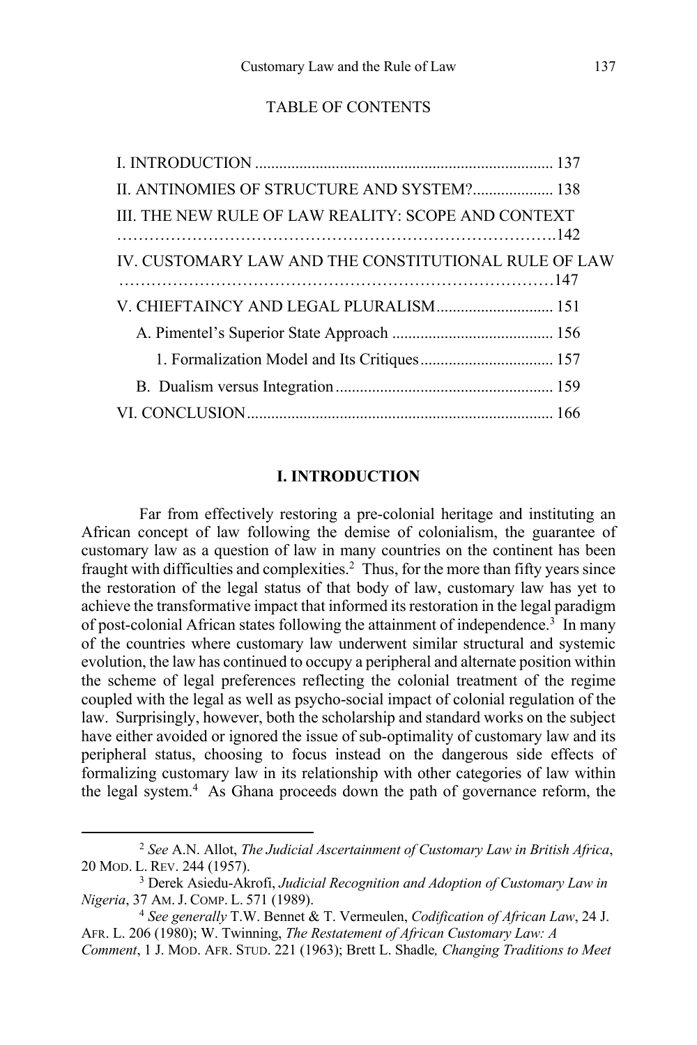TABLE OF CONTENTS

I. INTRODUCTION ........................................................................ 137
II. ANTINOMIES OF STRUCTURE AND SYSTEM? .................... 138
III. THE NEW RULE OF LAW REALITY: SCOPE AND CONTEXT ……………………………………………………………………….142
IV. CUSTOMARY LAW AND THE CONSTITUTIONAL RULE OF LAW ……………………………………………………………………147
V. CHIEFTAINCY AND LEGAL PLURALISM ............................ 151
 A. Pimentel's Superior State Approach ........................................ 156
  1. Formalization Model and Its Critiques ................................. 157
 B. Dualism versus Integration ..................................................... 159
VI. CONCLUSION ........................................................................ 166

## I. INTRODUCTION

Far from effectively restoring a pre-colonial heritage and instituting an African concept of law following the demise of colonialism, the guarantee of customary law as a question of law in many countries on the continent has been fraught with difficulties and complexities.[2] Thus, for the more than fifty years since the restoration of the legal status of that body of law, customary law has yet to achieve the transformative impact that informed its restoration in the legal paradigm of post-colonial African states following the attainment of independence.[3] In many of the countries where customary law underwent similar structural and systemic evolution, the law has continued to occupy a peripheral and alternate position within the scheme of legal preferences reflecting the colonial treatment of the regime coupled with the legal as well as psycho-social impact of colonial regulation of the law. Surprisingly, however, both the scholarship and standard works on the subject have either avoided or ignored the issue of sub-optimality of customary law and its peripheral status, choosing to focus instead on the dangerous side effects of formalizing customary law in its relationship with other categories of law within the legal system.[4] As Ghana proceeds down the path of governance reform, the

---

[2] *See* A.N. Allot, *The Judicial Ascertainment of Customary Law in British Africa*, 20 MOD. L. REV. 244 (1957).

[3] Derek Asiedu-Akrofi, *Judicial Recognition and Adoption of Customary Law in Nigeria*, 37 AM. J. COMP. L. 571 (1989).

[4] *See generally* T.W. Bennet & T. Vermeulen, *Codification of African Law*, 24 J. AFR. L. 206 (1980); W. Twinning, *The Restatement of African Customary Law: A Comment*, 1 J. MOD. AFR. STUD. 221 (1963); Brett L. Shadle*, Changing Traditions to Meet*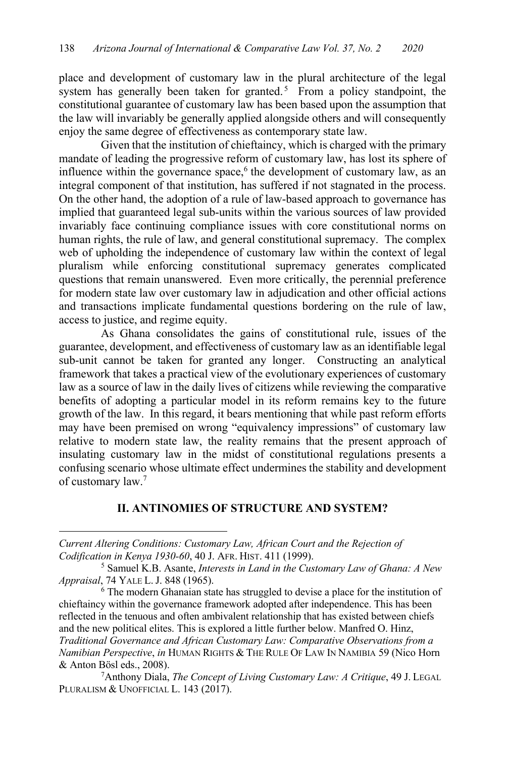place and development of customary law in the plural architecture of the legal system has generally been taken for granted.[5] From a policy standpoint, the constitutional guarantee of customary law has been based upon the assumption that the law will invariably be generally applied alongside others and will consequently enjoy the same degree of effectiveness as contemporary state law.

Given that the institution of chieftaincy, which is charged with the primary mandate of leading the progressive reform of customary law, has lost its sphere of influence within the governance space,[6] the development of customary law, as an integral component of that institution, has suffered if not stagnated in the process. On the other hand, the adoption of a rule of law-based approach to governance has implied that guaranteed legal sub-units within the various sources of law provided invariably face continuing compliance issues with core constitutional norms on human rights, the rule of law, and general constitutional supremacy. The complex web of upholding the independence of customary law within the context of legal pluralism while enforcing constitutional supremacy generates complicated questions that remain unanswered. Even more critically, the perennial preference for modern state law over customary law in adjudication and other official actions and transactions implicate fundamental questions bordering on the rule of law, access to justice, and regime equity.

As Ghana consolidates the gains of constitutional rule, issues of the guarantee, development, and effectiveness of customary law as an identifiable legal sub-unit cannot be taken for granted any longer. Constructing an analytical framework that takes a practical view of the evolutionary experiences of customary law as a source of law in the daily lives of citizens while reviewing the comparative benefits of adopting a particular model in its reform remains key to the future growth of the law. In this regard, it bears mentioning that while past reform efforts may have been premised on wrong "equivalency impressions" of customary law relative to modern state law, the reality remains that the present approach of insulating customary law in the midst of constitutional regulations presents a confusing scenario whose ultimate effect undermines the stability and development of customary law.[7]

## II. ANTINOMIES OF STRUCTURE AND SYSTEM?

---

*Current Altering Conditions: Customary Law, African Court and the Rejection of Codification in Kenya 1930-60*, 40 J. AFR. HIST. 411 (1999).

[5] Samuel K.B. Asante, *Interests in Land in the Customary Law of Ghana: A New Appraisal*, 74 YALE L. J. 848 (1965).

[6] The modern Ghanaian state has struggled to devise a place for the institution of chieftaincy within the governance framework adopted after independence. This has been reflected in the tenuous and often ambivalent relationship that has existed between chiefs and the new political elites. This is explored a little further below. Manfred O. Hinz, *Traditional Governance and African Customary Law: Comparative Observations from a Namibian Perspective*, *in* HUMAN RIGHTS & THE RULE OF LAW IN NAMIBIA 59 (Nico Horn & Anton Bösl eds., 2008).

[7] Anthony Diala, *The Concept of Living Customary Law: A Critique*, 49 J. LEGAL PLURALISM & UNOFFICIAL L. 143 (2017).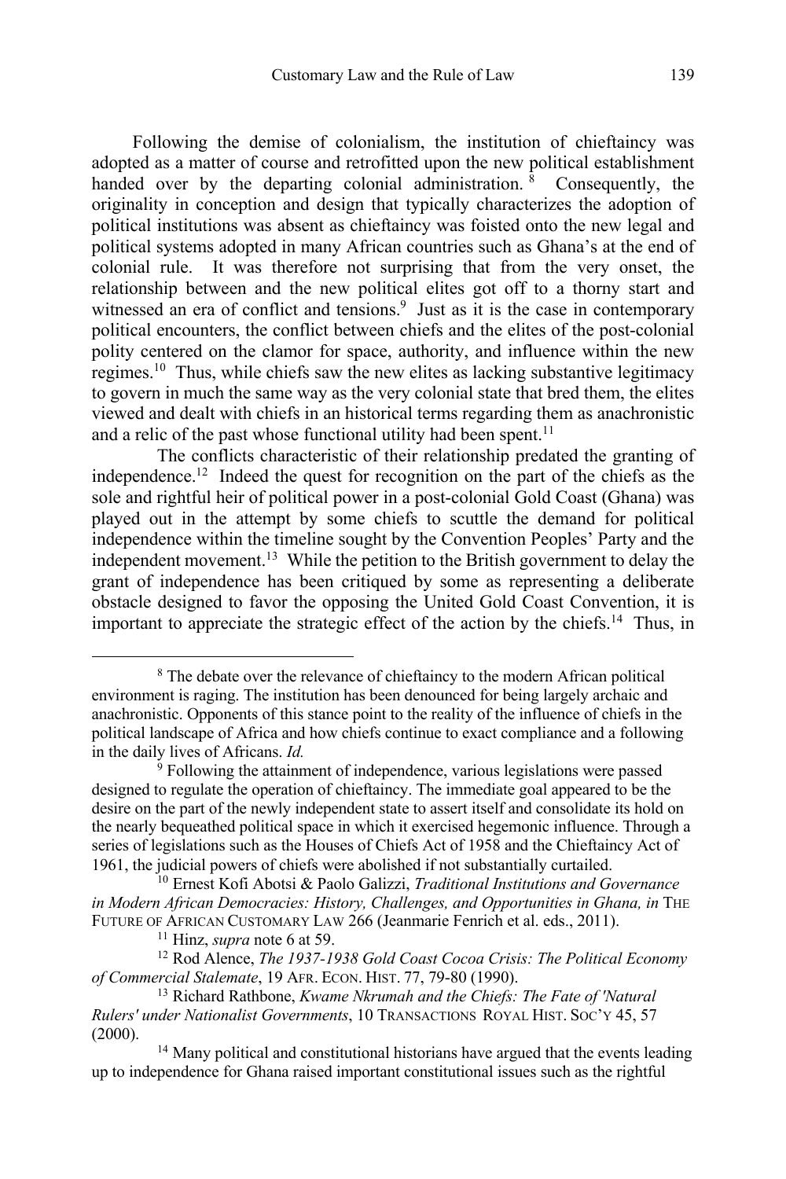Following the demise of colonialism, the institution of chieftaincy was adopted as a matter of course and retrofitted upon the new political establishment handed over by the departing colonial administration.[8] Consequently, the originality in conception and design that typically characterizes the adoption of political institutions was absent as chieftaincy was foisted onto the new legal and political systems adopted in many African countries such as Ghana's at the end of colonial rule. It was therefore not surprising that from the very onset, the relationship between and the new political elites got off to a thorny start and witnessed an era of conflict and tensions.[9] Just as it is the case in contemporary political encounters, the conflict between chiefs and the elites of the post-colonial polity centered on the clamor for space, authority, and influence within the new regimes.[10] Thus, while chiefs saw the new elites as lacking substantive legitimacy to govern in much the same way as the very colonial state that bred them, the elites viewed and dealt with chiefs in an historical terms regarding them as anachronistic and a relic of the past whose functional utility had been spent.[11]

The conflicts characteristic of their relationship predated the granting of independence.[12] Indeed the quest for recognition on the part of the chiefs as the sole and rightful heir of political power in a post-colonial Gold Coast (Ghana) was played out in the attempt by some chiefs to scuttle the demand for political independence within the timeline sought by the Convention Peoples' Party and the independent movement.[13] While the petition to the British government to delay the grant of independence has been critiqued by some as representing a deliberate obstacle designed to favor the opposing the United Gold Coast Convention, it is important to appreciate the strategic effect of the action by the chiefs.[14] Thus, in

---

[8] The debate over the relevance of chieftaincy to the modern African political environment is raging. The institution has been denounced for being largely archaic and anachronistic. Opponents of this stance point to the reality of the influence of chiefs in the political landscape of Africa and how chiefs continue to exact compliance and a following in the daily lives of Africans. *Id.*

[9] Following the attainment of independence, various legislations were passed designed to regulate the operation of chieftaincy. The immediate goal appeared to be the desire on the part of the newly independent state to assert itself and consolidate its hold on the nearly bequeathed political space in which it exercised hegemonic influence. Through a series of legislations such as the Houses of Chiefs Act of 1958 and the Chieftaincy Act of 1961, the judicial powers of chiefs were abolished if not substantially curtailed.

[10] Ernest Kofi Abotsi & Paolo Galizzi, *Traditional Institutions and Governance in Modern African Democracies: History, Challenges, and Opportunities in Ghana, in* THE FUTURE OF AFRICAN CUSTOMARY LAW 266 (Jeanmarie Fenrich et al. eds., 2011).

[11] Hinz, *supra* note 6 at 59.

[12] Rod Alence, *The 1937-1938 Gold Coast Cocoa Crisis: The Political Economy of Commercial Stalemate*, 19 AFR. ECON. HIST. 77, 79-80 (1990).

[13] Richard Rathbone, *Kwame Nkrumah and the Chiefs: The Fate of 'Natural Rulers' under Nationalist Governments*, 10 TRANSACTIONS ROYAL HIST. SOC'Y 45, 57 (2000).

[14] Many political and constitutional historians have argued that the events leading up to independence for Ghana raised important constitutional issues such as the rightful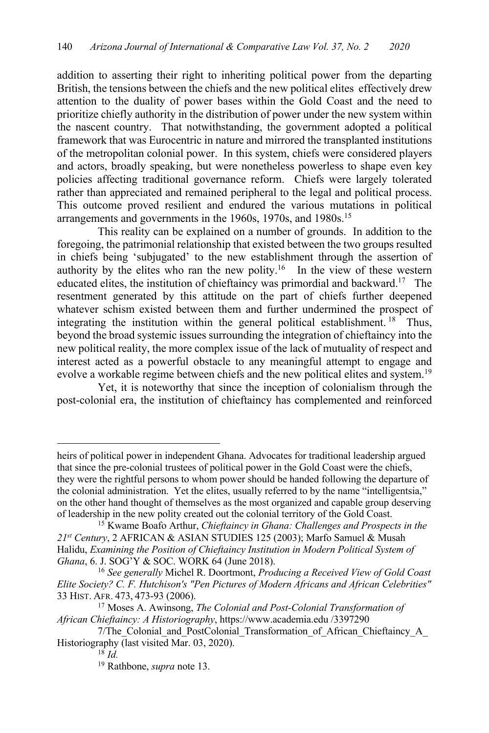addition to asserting their right to inheriting political power from the departing British, the tensions between the chiefs and the new political elites effectively drew attention to the duality of power bases within the Gold Coast and the need to prioritize chiefly authority in the distribution of power under the new system within the nascent country. That notwithstanding, the government adopted a political framework that was Eurocentric in nature and mirrored the transplanted institutions of the metropolitan colonial power. In this system, chiefs were considered players and actors, broadly speaking, but were nonetheless powerless to shape even key policies affecting traditional governance reform. Chiefs were largely tolerated rather than appreciated and remained peripheral to the legal and political process. This outcome proved resilient and endured the various mutations in political arrangements and governments in the 1960s, 1970s, and 1980s.[15]

This reality can be explained on a number of grounds. In addition to the foregoing, the patrimonial relationship that existed between the two groups resulted in chiefs being 'subjugated' to the new establishment through the assertion of authority by the elites who ran the new polity.[16] In the view of these western educated elites, the institution of chieftaincy was primordial and backward.[17] The resentment generated by this attitude on the part of chiefs further deepened whatever schism existed between them and further undermined the prospect of integrating the institution within the general political establishment.[18] Thus, beyond the broad systemic issues surrounding the integration of chieftaincy into the new political reality, the more complex issue of the lack of mutuality of respect and interest acted as a powerful obstacle to any meaningful attempt to engage and evolve a workable regime between chiefs and the new political elites and system.[19]

Yet, it is noteworthy that since the inception of colonialism through the post-colonial era, the institution of chieftaincy has complemented and reinforced

---

heirs of political power in independent Ghana. Advocates for traditional leadership argued that since the pre-colonial trustees of political power in the Gold Coast were the chiefs, they were the rightful persons to whom power should be handed following the departure of the colonial administration. Yet the elites, usually referred to by the name "intelligentsia," on the other hand thought of themselves as the most organized and capable group deserving of leadership in the new polity created out the colonial territory of the Gold Coast.

[15] Kwame Boafo Arthur, *Chieftaincy in Ghana: Challenges and Prospects in the 21st Century*, 2 AFRICAN & ASIAN STUDIES 125 (2003); Marfo Samuel & Musah Halidu, *Examining the Position of Chieftaincy Institution in Modern Political System of Ghana*, 6. J. SOG'Y & SOC. WORK 64 (June 2018).

[16] *See generally* Michel R. Doortmont, *Producing a Received View of Gold Coast Elite Society? C. F. Hutchison's "Pen Pictures of Modern Africans and African Celebrities"* 33 HIST. AFR. 473, 473-93 (2006).

[17] Moses A. Awinsong, *The Colonial and Post-Colonial Transformation of African Chieftaincy: A Historiography*, https://www.academia.edu /3397290 7/The_Colonial_and_PostColonial_Transformation_of_African_Chieftaincy_A_ Historiography (last visited Mar. 03, 2020).

[18] *Id.*

[19] Rathbone, *supra* note 13.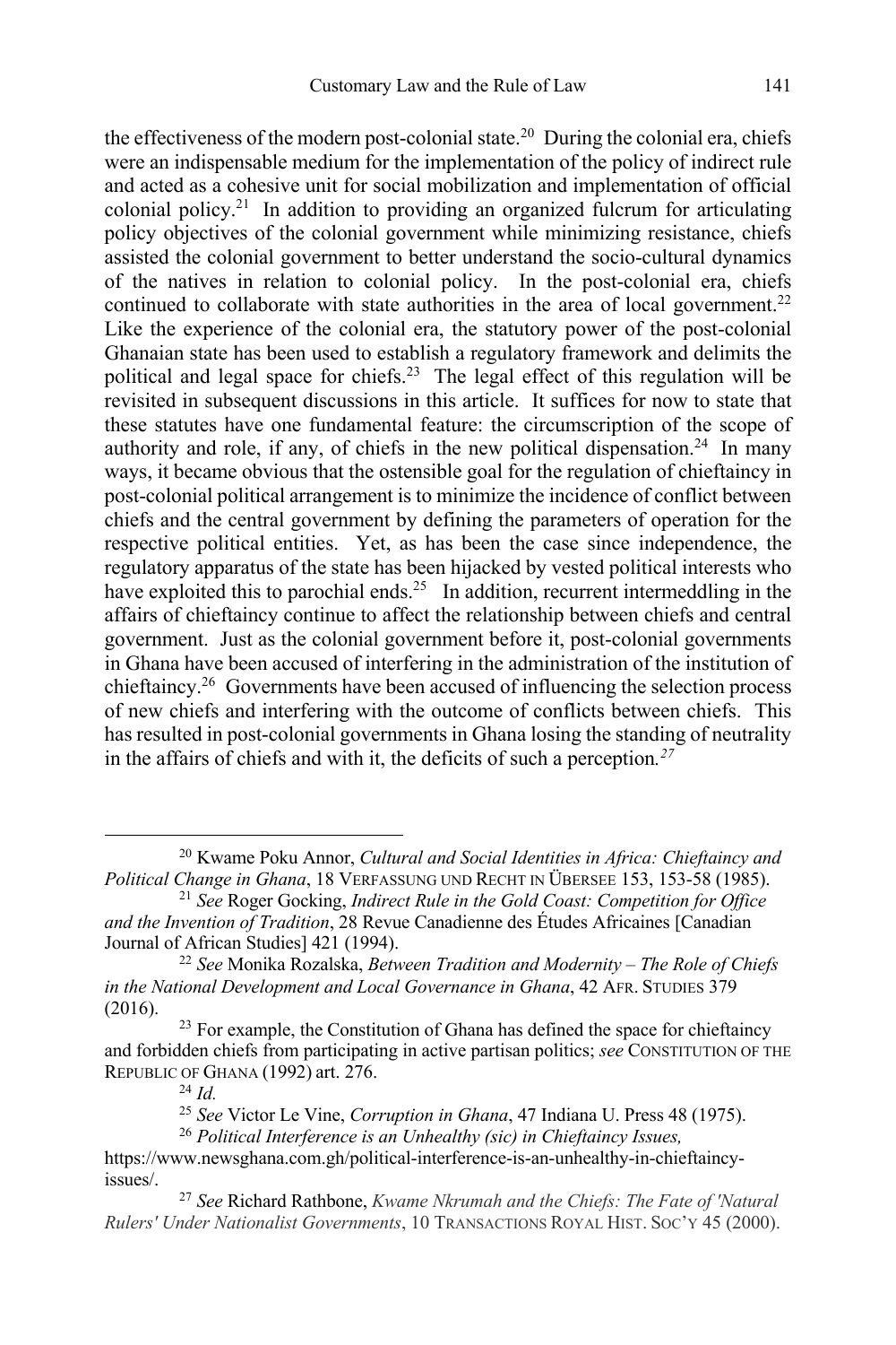the effectiveness of the modern post-colonial state.[20] During the colonial era, chiefs were an indispensable medium for the implementation of the policy of indirect rule and acted as a cohesive unit for social mobilization and implementation of official colonial policy.[21] In addition to providing an organized fulcrum for articulating policy objectives of the colonial government while minimizing resistance, chiefs assisted the colonial government to better understand the socio-cultural dynamics of the natives in relation to colonial policy. In the post-cultural era, chiefs continued to collaborate with state authorities in the area of local government.[22] Like the experience of the colonial era, the statutory power of the post-colonial Ghanaian state has been used to establish a regulatory framework and delimits the political and legal space for chiefs.[23] The legal effect of this regulation will be revisited in subsequent discussions in this article. It suffices for now to state that these statutes have one fundamental feature: the circumscription of the scope of authority and role, if any, of chiefs in the new political dispensation.[24] In many ways, it became obvious that the ostensible goal for the regulation of chieftaincy in post-colonial political arrangement is to minimize the incidence of conflict between chiefs and the central government by defining the parameters of operation for the respective political entities. Yet, as has been the case since independence, the regulatory apparatus of the state has been hijacked by vested political interests who have exploited this to parochial ends.[25] In addition, recurrent intermeddling in the affairs of chieftaincy continue to affect the relationship between chiefs and central government. Just as the colonial government before it, post-colonial governments in Ghana have been accused of interfering in the administration of the institution of chieftaincy.[26] Governments have been accused of influencing the selection process of new chiefs and interfering with the outcome of conflicts between chiefs. This has resulted in post-colonial governments in Ghana losing the standing of neutrality in the affairs of chiefs and with it, the deficits of such a perception.[27]

---

[20] Kwame Poku Annor, *Cultural and Social Identities in Africa: Chieftaincy and Political Change in Ghana*, 18 VERFASSUNG UND RECHT IN ÜBERSEE 153, 153-58 (1985).

[21] *See* Roger Gocking, *Indirect Rule in the Gold Coast: Competition for Office and the Invention of Tradition*, 28 Revue Canadienne des Études Africaines [Canadian Journal of African Studies] 421 (1994).

[22] *See* Monika Rozalska, *Between Tradition and Modernity – The Role of Chiefs in the National Development and Local Governance in Ghana*, 42 AFR. STUDIES 379 (2016).

[23] For example, the Constitution of Ghana has defined the space for chieftaincy and forbidden chiefs from participating in active partisan politics; *see* CONSTITUTION OF THE REPUBLIC OF GHANA (1992) art. 276.

[24] *Id.*

[25] *See* Victor Le Vine, *Corruption in Ghana*, 47 Indiana U. Press 48 (1975).

[26] *Political Interference is an Unhealthy (sic) in Chieftaincy Issues,* https://www.newsghana.com.gh/political-interference-is-an-unhealthy-in-chieftaincy-issues/.

[27] *See* Richard Rathbone, *Kwame Nkrumah and the Chiefs: The Fate of 'Natural Rulers' Under Nationalist Governments*, 10 TRANSACTIONS ROYAL HIST. SOC'Y 45 (2000).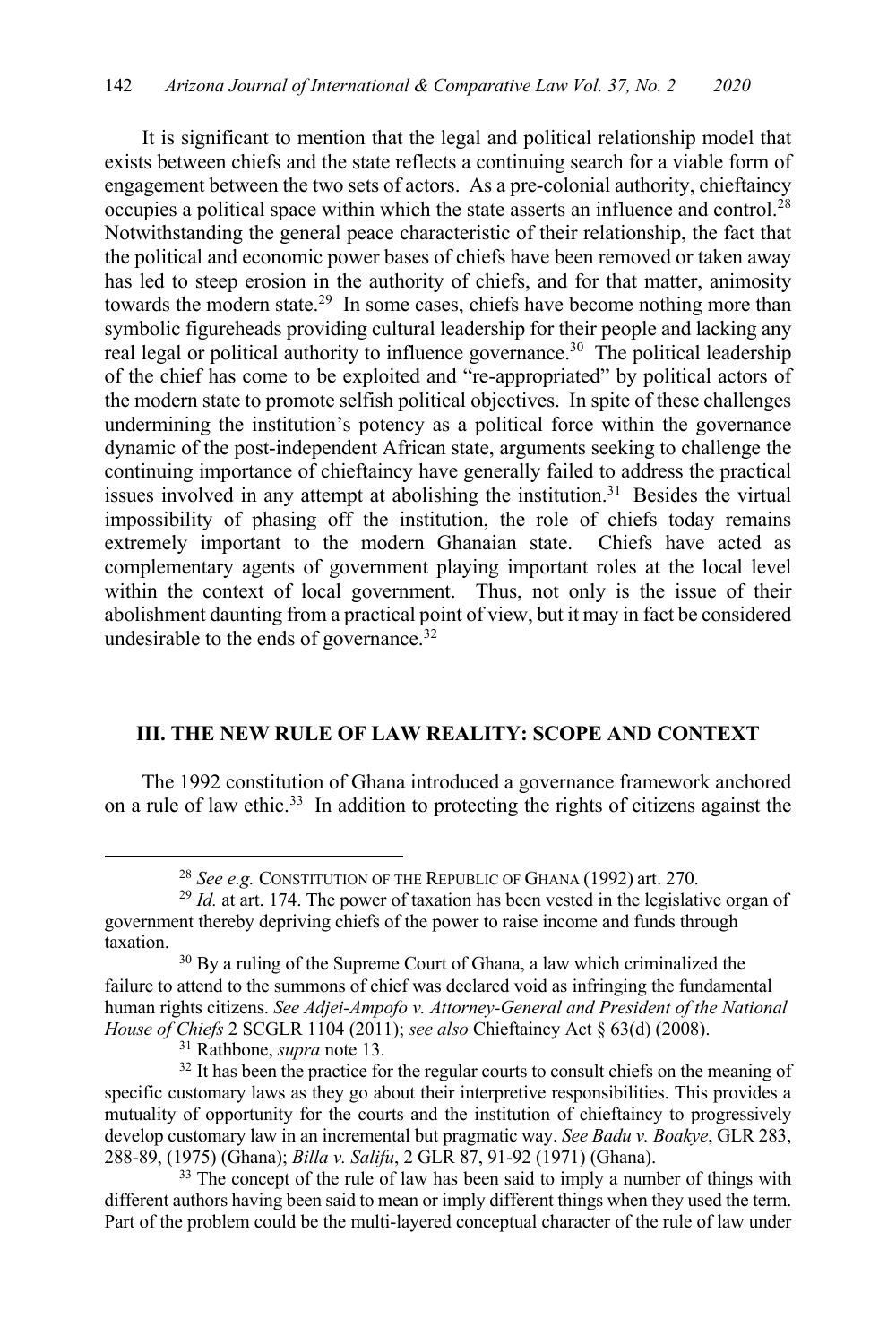It is significant to mention that the legal and political relationship model that exists between chiefs and the state reflects a continuing search for a viable form of engagement between the two sets of actors. As a pre-colonial authority, chieftaincy occupies a political space within which the state asserts an influence and control.[28] Notwithstanding the general peace characteristic of their relationship, the fact that the political and economic power bases of chiefs have been removed or taken away has led to steep erosion in the authority of chiefs, and for that matter, animosity towards the modern state.[29] In some cases, chiefs have become nothing more than symbolic figureheads providing cultural leadership for their people and lacking any real legal or political authority to influence governance.[30] The political leadership of the chief has come to be exploited and "re-appropriated" by political actors of the modern state to promote selfish political objectives. In spite of these challenges undermining the institution's potency as a political force within the governance dynamic of the post-independent African state, arguments seeking to challenge the continuing importance of chieftaincy have generally failed to address the practical issues involved in any attempt at abolishing the institution.[31] Besides the virtual impossibility of phasing off the institution, the role of chiefs today remains extremely important to the modern Ghanaian state. Chiefs have acted as complementary agents of government playing important roles at the local level within the context of local government. Thus, not only is the issue of their abolishment daunting from a practical point of view, but it may in fact be considered undesirable to the ends of governance.[32]

## III. THE NEW RULE OF LAW REALITY: SCOPE AND CONTEXT

The 1992 constitution of Ghana introduced a governance framework anchored on a rule of law ethic.[33] In addition to protecting the rights of citizens against the

---

[28] *See e.g.* CONSTITUTION OF THE REPUBLIC OF GHANA (1992) art. 270.

[29] *Id.* at art. 174. The power of taxation has been vested in the legislative organ of government thereby depriving chiefs of the power to raise income and funds through taxation.

[30] By a ruling of the Supreme Court of Ghana, a law which criminalized the failure to attend to the summons of chief was declared void as infringing the fundamental human rights citizens. *See Adjei-Ampofo v. Attorney-General and President of the National House of Chiefs* 2 SCGLR 1104 (2011); *see also* Chieftaincy Act § 63(d) (2008).

[31] Rathbone, *supra* note 13.

[32] It has been the practice for the regular courts to consult chiefs on the meaning of specific customary laws as they go about their interpretive responsibilities. This provides a mutuality of opportunity for the courts and the institution of chieftaincy to progressively develop customary law in an incremental but pragmatic way. *See Badu v. Boakye*, GLR 283, 288-89, (1975) (Ghana); *Billa v. Salifu*, 2 GLR 87, 91-92 (1971) (Ghana).

[33] The concept of the rule of law has been said to imply a number of things with different authors having been said to mean or imply different things when they used the term. Part of the problem could be the multi-layered conceptual character of the rule of law under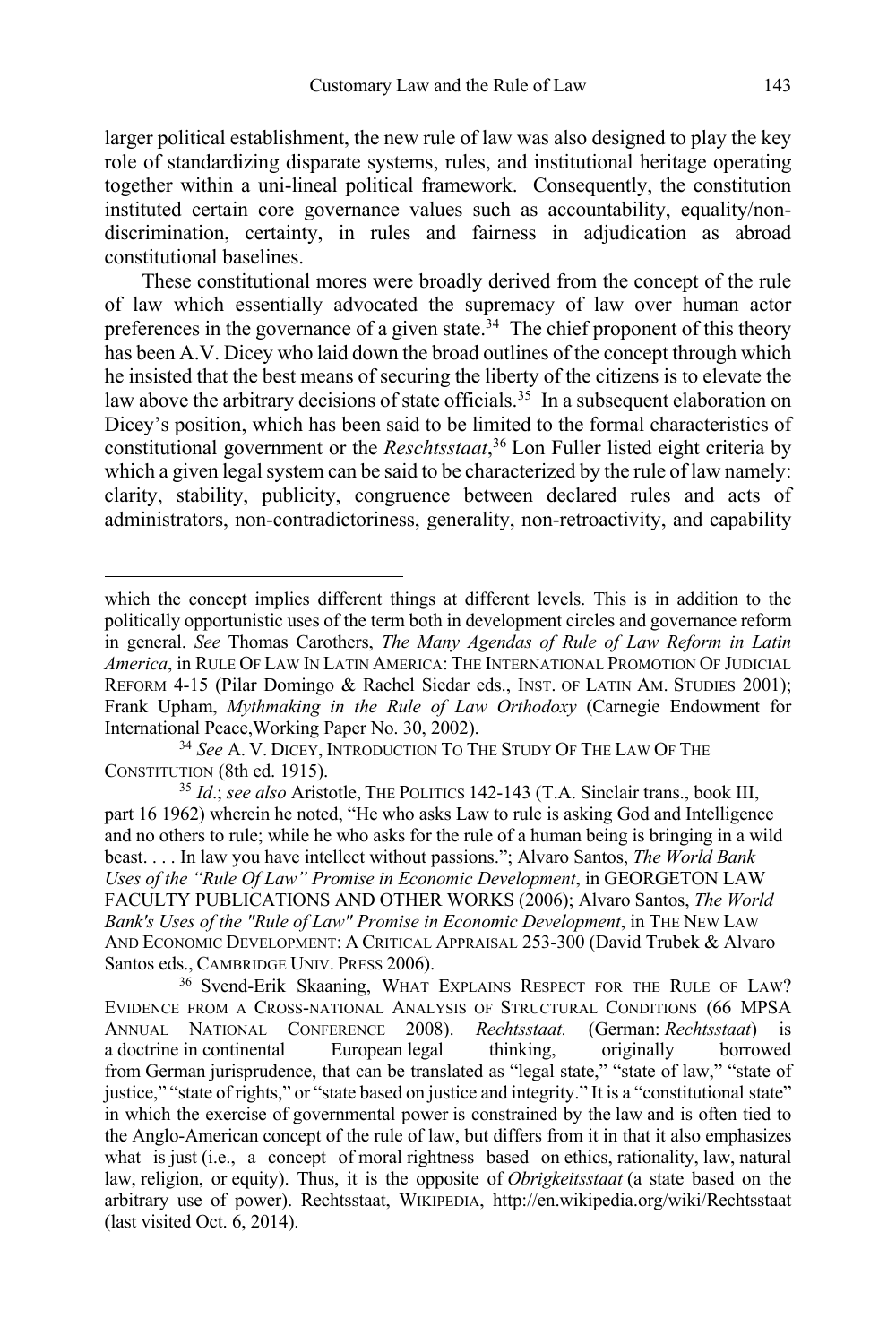larger political establishment, the new rule of law was also designed to play the key role of standardizing disparate systems, rules, and institutional heritage operating together within a uni-lineal political framework. Consequently, the constitution instituted certain core governance values such as accountability, equality/non-discrimination, certainty, in rules and fairness in adjudication as abroad constitutional baselines.

These constitutional mores were broadly derived from the concept of the rule of law which essentially advocated the supremacy of law over human actor preferences in the governance of a given state.[34] The chief proponent of this theory has been A.V. Dicey who laid down the broad outlines of the concept through which he insisted that the best means of securing the liberty of the citizens is to elevate the law above the arbitrary decisions of state officials.[35] In a subsequent elaboration on Dicey's position, which has been said to be limited to the formal characteristics of constitutional government or the *Reschtsstaat*,[36] Lon Fuller listed eight criteria by which a given legal system can be said to be characterized by the rule of law namely: clarity, stability, publicity, congruence between declared rules and acts of administrators, non-contradictoriness, generality, non-retroactivity, and capability

---

which the concept implies different things at different levels. This is in addition to the politically opportunistic uses of the term both in development circles and governance reform in general. *See* Thomas Carothers, *The Many Agendas of Rule of Law Reform in Latin America*, in RULE OF LAW IN LATIN AMERICA: THE INTERNATIONAL PROMOTION OF JUDICIAL REFORM 4-15 (Pilar Domingo & Rachel Siedar eds., INST. OF LATIN AM. STUDIES 2001); Frank Upham, *Mythmaking in the Rule of Law Orthodoxy* (Carnegie Endowment for International Peace,Working Paper No. 30, 2002).

[34] *See* A. V. DICEY, INTRODUCTION TO THE STUDY OF THE LAW OF THE CONSTITUTION (8th ed. 1915).

[35] *Id*.; *see also* Aristotle, THE POLITICS 142-143 (T.A. Sinclair trans., book III, part 16 1962) wherein he noted, "He who asks Law to rule is asking God and Intelligence and no others to rule; while he who asks for the rule of a human being is bringing in a wild beast. . . . In law you have intellect without passions."; Alvaro Santos, *The World Bank Uses of the "Rule Of Law" Promise in Economic Development*, in GEORGETON LAW FACULTY PUBLICATIONS AND OTHER WORKS (2006); Alvaro Santos, *The World Bank's Uses of the "Rule of Law" Promise in Economic Development*, in THE NEW LAW AND ECONOMIC DEVELOPMENT: A CRITICAL APPRAISAL 253-300 (David Trubek & Alvaro Santos eds., CAMBRIDGE UNIV. PRESS 2006).

[36] Svend-Erik Skaaning, WHAT EXPLAINS RESPECT FOR THE RULE OF LAW? EVIDENCE FROM A CROSS-NATIONAL ANALYSIS OF STRUCTURAL CONDITIONS (66 MPSA ANNUAL NATIONAL CONFERENCE 2008). *Rechtsstaat.* (German: *Rechtsstaat*) is a doctrine in continental European legal thinking, originally borrowed from German jurisprudence, that can be translated as "legal state," "state of law," "state of justice," "state of rights," or "state based on justice and integrity." It is a "constitutional state" in which the exercise of governmental power is constrained by the law and is often tied to the Anglo-American concept of the rule of law, but differs from it in that it also emphasizes what is just (i.e., a concept of moral rightness based on ethics, rationality, law, natural law, religion, or equity). Thus, it is the opposite of *Obrigkeitsstaat* (a state based on the arbitrary use of power). Rechtsstaat, WIKIPEDIA, http://en.wikipedia.org/wiki/Rechtsstaat (last visited Oct. 6, 2014).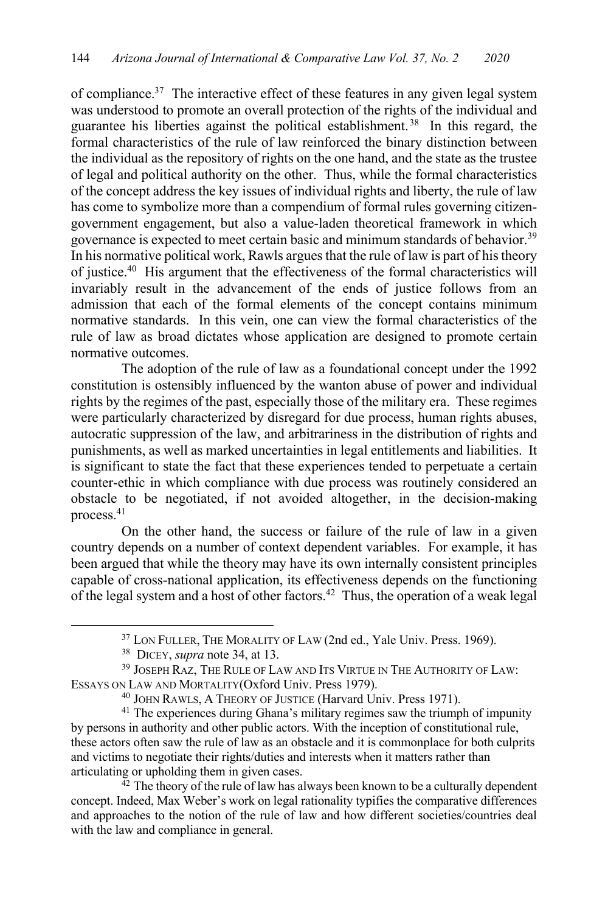of compliance.[37] The interactive effect of these features in any given legal system was understood to promote an overall protection of the rights of the individual and guarantee his liberties against the political establishment.[38] In this regard, the formal characteristics of the rule of law reinforced the binary distinction between the individual as the repository of rights on the one hand, and the state as the trustee of legal and political authority on the other. Thus, while the formal characteristics of the concept address the key issues of individual rights and liberty, the rule of law has come to symbolize more than a compendium of formal rules governing citizen-government engagement, but also a value-laden theoretical framework in which governance is expected to meet certain basic and minimum standards of behavior.[39] In his normative political work, Rawls argues that the rule of law is part of his theory of justice.[40] His argument that the effectiveness of the formal characteristics will invariably result in the advancement of the ends of justice follows from an admission that each of the formal elements of the concept contains minimum normative standards. In this vein, one can view the formal characteristics of the rule of law as broad dictates whose application are designed to promote certain normative outcomes.

The adoption of the rule of law as a foundational concept under the 1992 constitution is ostensibly influenced by the wanton abuse of power and individual rights by the regimes of the past, especially those of the military era. These regimes were particularly characterized by disregard for due process, human rights abuses, autocratic suppression of the law, and arbitrariness in the distribution of rights and punishments, as well as marked uncertainties in legal entitlements and liabilities. It is significant to state the fact that these experiences tended to perpetuate a certain counter-ethic in which compliance with due process was routinely considered an obstacle to be negotiated, if not avoided altogether, in the decision-making process.[41]

On the other hand, the success or failure of the rule of law in a given country depends on a number of context dependent variables. For example, it has been argued that while the theory may have its own internally consistent principles capable of cross-national application, its effectiveness depends on the functioning of the legal system and a host of other factors.[42] Thus, the operation of a weak legal

---

[37] LON FULLER, THE MORALITY OF LAW (2nd ed., Yale Univ. Press. 1969).

[38] DICEY, *supra* note 34, at 13.

[39] JOSEPH RAZ, THE RULE OF LAW AND ITS VIRTUE IN THE AUTHORITY OF LAW: ESSAYS ON LAW AND MORTALITY(Oxford Univ. Press 1979).

[40] JOHN RAWLS, A THEORY OF JUSTICE (Harvard Univ. Press 1971).

[41] The experiences during Ghana's military regimes saw the triumph of impunity by persons in authority and other public actors. With the inception of constitutional rule, these actors often saw the rule of law as an obstacle and it is commonplace for both culprits and victims to negotiate their rights/duties and interests when it matters rather than articulating or upholding them in given cases.

[42] The theory of the rule of law has always been known to be a culturally dependent concept. Indeed, Max Weber's work on legal rationality typifies the comparative differences and approaches to the notion of the rule of law and how different societies/countries deal with the law and compliance in general.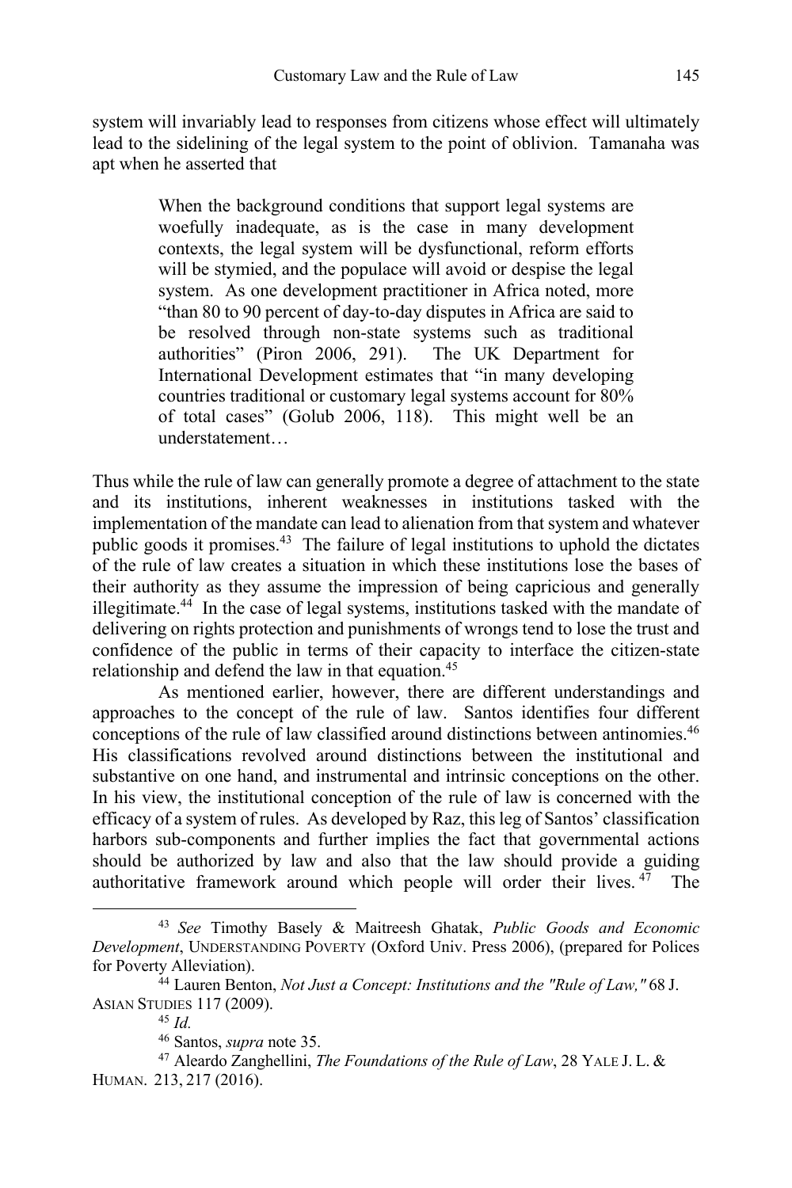system will invariably lead to responses from citizens whose effect will ultimately lead to the sidelining of the legal system to the point of oblivion. Tamanaha was apt when he asserted that

> When the background conditions that support legal systems are woefully inadequate, as is the case in many development contexts, the legal system will be dysfunctional, reform efforts will be stymied, and the populace will avoid or despise the legal system. As one development practitioner in Africa noted, more "than 80 to 90 percent of day-to-day disputes in Africa are said to be resolved through non-state systems such as traditional authorities" (Piron 2006, 291). The UK Department for International Development estimates that "in many developing countries traditional or customary legal systems account for 80% of total cases" (Golub 2006, 118). This might well be an understatement…

Thus while the rule of law can generally promote a degree of attachment to the state and its institutions, inherent weaknesses in institutions tasked with the implementation of the mandate can lead to alienation from that system and whatever public goods it promises.[43] The failure of legal institutions to uphold the dictates of the rule of law creates a situation in which these institutions lose the bases of their authority as they assume the impression of being capricious and generally illegitimate.[44] In the case of legal systems, institutions tasked with the mandate of delivering on rights protection and punishments of wrongs tend to lose the trust and confidence of the public in terms of their capacity to interface the citizen-state relationship and defend the law in that equation.[45]

As mentioned earlier, however, there are different understandings and approaches to the concept of the rule of law. Santos identifies four different conceptions of the rule of law classified around distinctions between antinomies.[46] His classifications revolved around distinctions between the institutional and substantive on one hand, and instrumental and intrinsic conceptions on the other. In his view, the institutional conception of the rule of law is concerned with the efficacy of a system of rules. As developed by Raz, this leg of Santos' classification harbors sub-components and further implies the fact that governmental actions should be authorized by law and also that the law should provide a guiding authoritative framework around which people will order their lives.[47] The

---

[43] *See* Timothy Basely & Maitreesh Ghatak, *Public Goods and Economic Development*, UNDERSTANDING POVERTY (Oxford Univ. Press 2006), (prepared for Polices for Poverty Alleviation).

[44] Lauren Benton, *Not Just a Concept: Institutions and the "Rule of Law,"* 68 J. ASIAN STUDIES 117 (2009).

[45] *Id.*

[46] Santos, *supra* note 35.

[47] Aleardo Zanghellini, *The Foundations of the Rule of Law*, 28 YALE J. L. & HUMAN. 213, 217 (2016).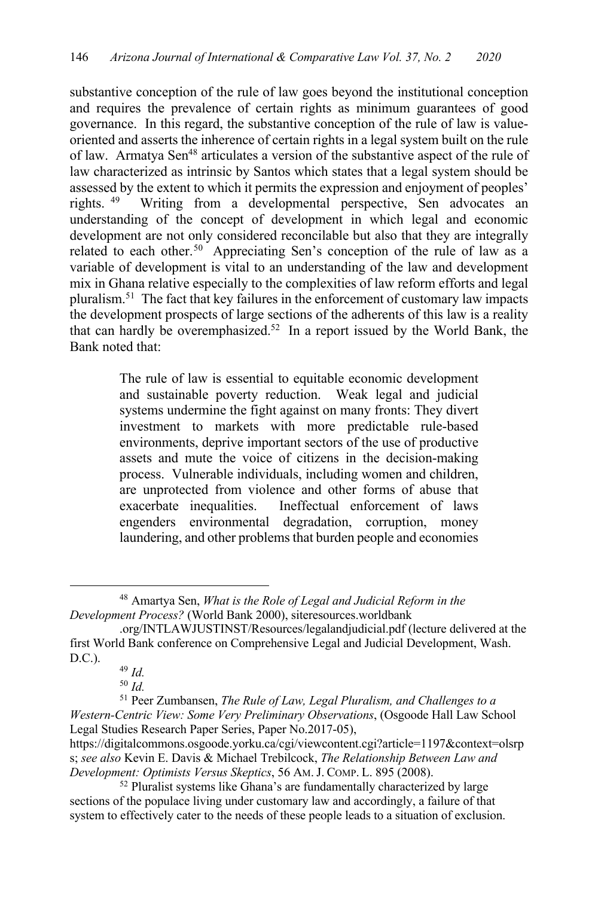substantive conception of the rule of law goes beyond the institutional conception and requires the prevalence of certain rights as minimum guarantees of good governance. In this regard, the substantive conception of the rule of law is value-oriented and asserts the inherence of certain rights in a legal system built on the rule of law. Armatya Sen[48] articulates a version of the substantive aspect of the rule of law characterized as intrinsic by Santos which states that a legal system should be assessed by the extent to which it permits the expression and enjoyment of peoples' rights.[49] Writing from a developmental perspective, Sen advocates an understanding of the concept of development in which legal and economic development are not only considered reconcilable but also that they are integrally related to each other.[50] Appreciating Sen's conception of the rule of law as a variable of development is vital to an understanding of the law and development mix in Ghana relative especially to the complexities of law reform efforts and legal pluralism.[51] The fact that key failures in the enforcement of customary law impacts the development prospects of large sections of the adherents of this law is a reality that can hardly be overemphasized.[52] In a report issued by the World Bank, the Bank noted that:

> The rule of law is essential to equitable economic development and sustainable poverty reduction. Weak legal and judicial systems undermine the fight against on many fronts: They divert investment to markets with more predictable rule-based environments, deprive important sectors of the use of productive assets and mute the voice of citizens in the decision-making process. Vulnerable individuals, including women and children, are unprotected from violence and other forms of abuse that exacerbate inequalities. Ineffectual enforcement of laws engenders environmental degradation, corruption, money laundering, and other problems that burden people and economies

---

[48] Amartya Sen, *What is the Role of Legal and Judicial Reform in the Development Process?* (World Bank 2000), siteresources.worldbank .org/INTLAWJUSTINST/Resources/legalandjudicial.pdf (lecture delivered at the first World Bank conference on Comprehensive Legal and Judicial Development, Wash. D.C.).

[49] *Id.*

[50] *Id.*

[51] Peer Zumbansen, *The Rule of Law, Legal Pluralism, and Challenges to a Western-Centric View: Some Very Preliminary Observations*, (Osgoode Hall Law School Legal Studies Research Paper Series, Paper No.2017-05), https://digitalcommons.osgoode.yorku.ca/cgi/viewcontent.cgi?article=1197&context=olsrps; *see also* Kevin E. Davis & Michael Trebilcock, *The Relationship Between Law and Development: Optimists Versus Skeptics*, 56 AM. J. COMP. L. 895 (2008).

[52] Pluralist systems like Ghana's are fundamentally characterized by large sections of the populace living under customary law and accordingly, a failure of that system to effectively cater to the needs of these people leads to a situation of exclusion.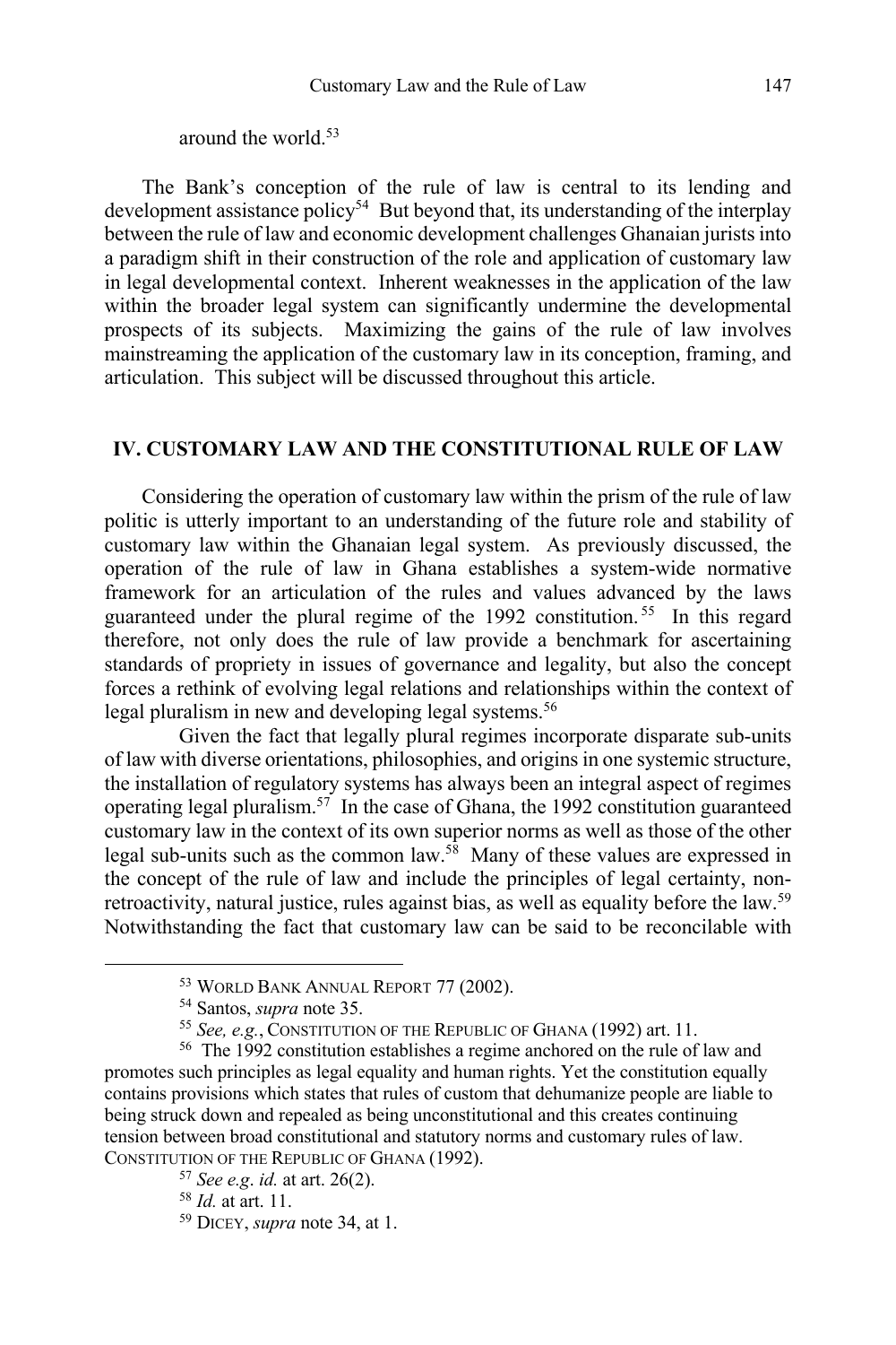around the world.[53]

The Bank's conception of the rule of law is central to its lending and development assistance policy[54] But beyond that, its understanding of the interplay between the rule of law and economic development challenges Ghanaian jurists into a paradigm shift in their construction of the role and application of customary law in legal developmental context. Inherent weaknesses in the application of the law within the broader legal system can significantly undermine the developmental prospects of its subjects. Maximizing the gains of the rule of law involves mainstreaming the application of the customary law in its conception, framing, and articulation. This subject will be discussed throughout this article.

## IV. CUSTOMARY LAW AND THE CONSTITUTIONAL RULE OF LAW

Considering the operation of customary law within the prism of the rule of law politic is utterly important to an understanding of the future role and stability of customary law within the Ghanaian legal system. As previously discussed, the operation of the rule of law in Ghana establishes a system-wide normative framework for an articulation of the rules and values advanced by the laws guaranteed under the plural regime of the 1992 constitution.[55] In this regard therefore, not only does the rule of law provide a benchmark for ascertaining standards of propriety in issues of governance and legality, but also the concept forces a rethink of evolving legal relations and relationships within the context of legal pluralism in new and developing legal systems.[56]

Given the fact that legally plural regimes incorporate disparate sub-units of law with diverse orientations, philosophies, and origins in one systemic structure, the installation of regulatory systems has always been an integral aspect of regimes operating legal pluralism.[57] In the case of Ghana, the 1992 constitution guaranteed customary law in the context of its own superior norms as well as those of the other legal sub-units such as the common law.[58] Many of these values are expressed in the concept of the rule of law and include the principles of legal certainty, non-retroactivity, natural justice, rules against bias, as well as equality before the law.[59] Notwithstanding the fact that customary law can be said to be reconcilable with

---

[53] WORLD BANK ANNUAL REPORT 77 (2002).

[54] Santos, *supra* note 35.

[55] *See, e.g.*, CONSTITUTION OF THE REPUBLIC OF GHANA (1992) art. 11.

[56] The 1992 constitution establishes a regime anchored on the rule of law and promotes such principles as legal equality and human rights. Yet the constitution equally contains provisions which states that rules of custom that dehumanize people are liable to being struck down and repealed as being unconstitutional and this creates continuing tension between broad constitutional and statutory norms and customary rules of law. CONSTITUTION OF THE REPUBLIC OF GHANA (1992).

[57] *See e.g*. *id.* at art. 26(2).

[58] *Id.* at art. 11.

[59] DICEY, *supra* note 34, at 1.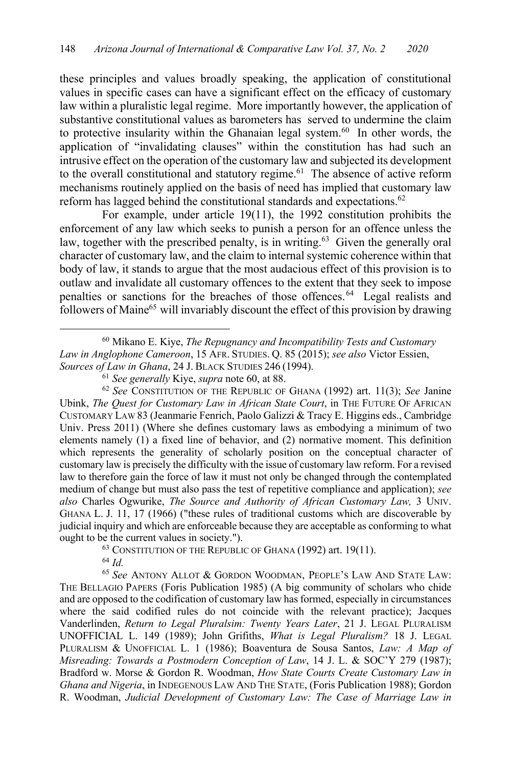these principles and values broadly speaking, the application of constitutional values in specific cases can have a significant effect on the efficacy of customary law within a pluralistic legal regime. More importantly however, the application of substantive constitutional values as barometers has served to undermine the claim to protective insularity within the Ghanaian legal system.[60] In other words, the application of "invalidating clauses" within the constitution has had such an intrusive effect on the operation of the customary law and subjected its development to the overall constitutional and statutory regime.[61] The absence of active reform mechanisms routinely applied on the basis of need has implied that customary law reform has lagged behind the constitutional standards and expectations.[62]

For example, under article 19(11), the 1992 constitution prohibits the enforcement of any law which seeks to punish a person for an offence unless the law, together with the prescribed penalty, is in writing.[63] Given the generally oral character of customary law, and the claim to internal systemic coherence within that body of law, it stands to argue that the most audacious effect of this provision is to outlaw and invalidate all customary offences to the extent that they seek to impose penalties or sanctions for the breaches of those offences.[64] Legal realists and followers of Maine[65] will invariably discount the effect of this provision by drawing

---

[60] Mikano E. Kiye, *The Repugnancy and Incompatibility Tests and Customary Law in Anglophone Cameroon*, 15 AFR. STUDIES. Q. 85 (2015); *see also* Victor Essien, *Sources of Law in Ghana*, 24 J. BLACK STUDIES 246 (1994).

[61] *See generally* Kiye, *supra* note 60, at 88.

[62] *See* CONSTITUTION OF THE REPUBLIC OF GHANA (1992) art. 11(3); *See* Janine Ubink, *The Quest for Customary Law in African State Court*, in THE FUTURE OF AFRICAN CUSTOMARY LAW 83 (Jeanmarie Fenrich, Paolo Galizzi & Tracy E. Higgins eds., Cambridge Univ. Press 2011) (Where she defines customary laws as embodying a minimum of two elements namely (1) a fixed line of behavior, and (2) normative moment. This definition which represents the generality of scholarly position on the conceptual character of customary law is precisely the difficulty with the issue of customary law reform. For a revised law to therefore gain the force of law it must not only be changed through the contemplated medium of change but must also pass the test of repetitive compliance and application); *see also* Charles Ogwurike, *The Source and Authority of African Customary Law,* 3 UNIV. GHANA L. J. 11, 17 (1966) ("these rules of traditional customs which are discoverable by judicial inquiry and which are enforceable because they are acceptable as conforming to what ought to be the current values in society.").

[63] CONSTITUTION OF THE REPUBLIC OF GHANA (1992) art. 19(11).

[64] *Id.*

[65] *See* ANTONY ALLOT & GORDON WOODMAN, PEOPLE'S LAW AND STATE LAW: THE BELLAGIO PAPERS (Foris Publication 1985) (A big community of scholars who chide and are opposed to the codification of customary law has formed, especially in circumstances where the said codified rules do not coincide with the relevant practice); Jacques Vanderlinden, *Return to Legal Pluralsim: Twenty Years Later*, 21 J. LEGAL PLURALISM UNOFFICIAL L. 149 (1989); John Grifiths, *What is Legal Pluralism?* 18 J. LEGAL PLURALISM & UNOFFICIAL L. 1 (1986); Boaventura de Sousa Santos, *Law: A Map of Misreading: Towards a Postmodern Conception of Law*, 14 J. L. & SOC'Y 279 (1987); Bradford w. Morse & Gordon R. Woodman, *How State Courts Create Customary Law in Ghana and Nigeria*, in INDEGENOUS LAW AND THE STATE, (Foris Publication 1988); Gordon R. Woodman, *Judicial Development of Customary Law: The Case of Marriage Law in*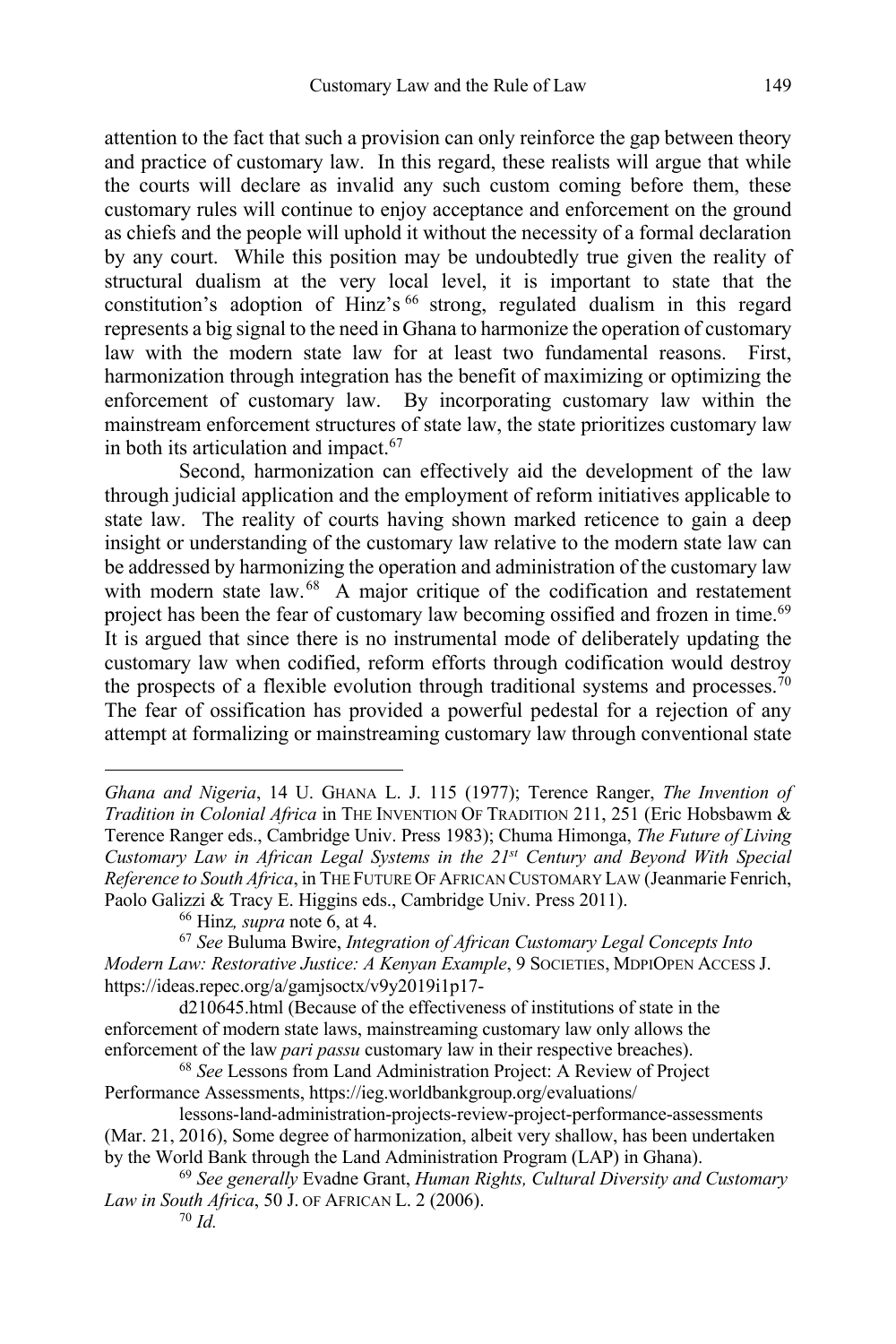attention to the fact that such a provision can only reinforce the gap between theory and practice of customary law. In this regard, these realists will argue that while the courts will declare as invalid any such custom coming before them, these customary rules will continue to enjoy acceptance and enforcement on the ground as chiefs and the people will uphold it without the necessity of a formal declaration by any court. While this position may be undoubtedly true given the reality of structural dualism at the very local level, it is important to state that the constitution's adoption of Hinz's[66] strong, regulated dualism in this regard represents a big signal to the need in Ghana to harmonize the operation of customary law with the modern state law for at least two fundamental reasons. First, harmonization through integration has the benefit of maximizing or optimizing the enforcement of customary law. By incorporating customary law within the mainstream enforcement structures of state law, the state prioritizes customary law in both its articulation and impact.[67]

Second, harmonization can effectively aid the development of the law through judicial application and the employment of reform initiatives applicable to state law. The reality of courts having shown marked reticence to gain a deep insight or understanding of the customary law relative to the modern state law can be addressed by harmonizing the operation and administration of the customary law with modern state law.[68] A major critique of the codification and restatement project has been the fear of customary law becoming ossified and frozen in time.[69] It is argued that since there is no instrumental mode of deliberately updating the customary law when codified, reform efforts through codification would destroy the prospects of a flexible evolution through traditional systems and processes.[70] The fear of ossification has provided a powerful pedestal for a rejection of any attempt at formalizing or mainstreaming customary law through conventional state

---

*Ghana and Nigeria*, 14 U. GHANA L. J. 115 (1977); Terence Ranger, *The Invention of Tradition in Colonial Africa* in THE INVENTION OF TRADITION 211, 251 (Eric Hobsbawm & Terence Ranger eds., Cambridge Univ. Press 1983); Chuma Himonga, *The Future of Living Customary Law in African Legal Systems in the 21st Century and Beyond With Special Reference to South Africa*, in THE FUTURE OF AFRICAN CUSTOMARY LAW (Jeanmarie Fenrich, Paolo Galizzi & Tracy E. Higgins eds., Cambridge Univ. Press 2011).

[66] Hinz*, supra* note 6, at 4.

[67] *See* Buluma Bwire, *Integration of African Customary Legal Concepts Into Modern Law: Restorative Justice: A Kenyan Example*, 9 SOCIETIES, MDPIOPEN ACCESS J. https://ideas.repec.org/a/gamjsoctx/v9y2019i1p17-d210645.html (Because of the effectiveness of institutions of state in the enforcement of modern state laws, mainstreaming customary law only allows the enforcement of the law *pari passu* customary law in their respective breaches).

[68] *See* Lessons from Land Administration Project: A Review of Project Performance Assessments, https://ieg.worldbankgroup.org/evaluations/lessons-land-administration-projects-review-project-performance-assessments (Mar. 21, 2016), Some degree of harmonization, albeit very shallow, has been undertaken by the World Bank through the Land Administration Program (LAP) in Ghana).

[69] *See generally* Evadne Grant, *Human Rights, Cultural Diversity and Customary Law in South Africa*, 50 J. OF AFRICAN L. 2 (2006).

[70] *Id.*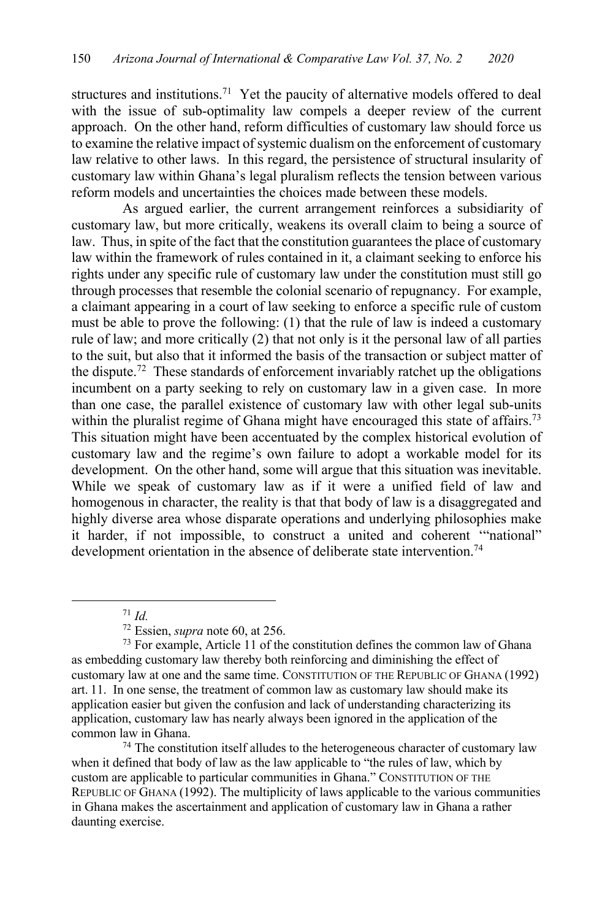structures and institutions.[71] Yet the paucity of alternative models offered to deal with the issue of sub-optimality law compels a deeper review of the current approach. On the other hand, reform difficulties of customary law should force us to examine the relative impact of systemic dualism on the enforcement of customary law relative to other laws. In this regard, the persistence of structural insularity of customary law within Ghana's legal pluralism reflects the tension between various reform models and uncertainties the choices made between these models.

As argued earlier, the current arrangement reinforces a subsidiarity of customary law, but more critically, weakens its overall claim to being a source of law. Thus, in spite of the fact that the constitution guarantees the place of customary law within the framework of rules contained in it, a claimant seeking to enforce his rights under any specific rule of customary law under the constitution must still go through processes that resemble the colonial scenario of repugnancy. For example, a claimant appearing in a court of law seeking to enforce a specific rule of custom must be able to prove the following: (1) that the rule of law is indeed a customary rule of law; and more critically (2) that not only is it the personal law of all parties to the suit, but also that it informed the basis of the transaction or subject matter of the dispute.[72] These standards of enforcement invariably ratchet up the obligations incumbent on a party seeking to rely on customary law in a given case. In more than one case, the parallel existence of customary law with other legal sub-units within the pluralist regime of Ghana might have encouraged this state of affairs.[73] This situation might have been accentuated by the complex historical evolution of customary law and the regime's own failure to adopt a workable model for its development. On the other hand, some will argue that this situation was inevitable. While we speak of customary law as if it were a unified field of law and homogenous in character, the reality is that that body of law is a disaggregated and highly diverse area whose disparate operations and underlying philosophies make it harder, if not impossible, to construct a united and coherent '"national" development orientation in the absence of deliberate state intervention.[74]

---

[71] *Id.*

[72] Essien, *supra* note 60, at 256.

[73] For example, Article 11 of the constitution defines the common law of Ghana as embedding customary law thereby both reinforcing and diminishing the effect of customary law at one and the same time. CONSTITUTION OF THE REPUBLIC OF GHANA (1992) art. 11. In one sense, the treatment of common law as customary law should make its application easier but given the confusion and lack of understanding characterizing its application, customary law has nearly always been ignored in the application of the common law in Ghana.

[74] The constitution itself alludes to the heterogeneous character of customary law when it defined that body of law as the law applicable to "the rules of law, which by custom are applicable to particular communities in Ghana." CONSTITUTION OF THE REPUBLIC OF GHANA (1992). The multiplicity of laws applicable to the various communities in Ghana makes the ascertainment and application of customary law in Ghana a rather daunting exercise.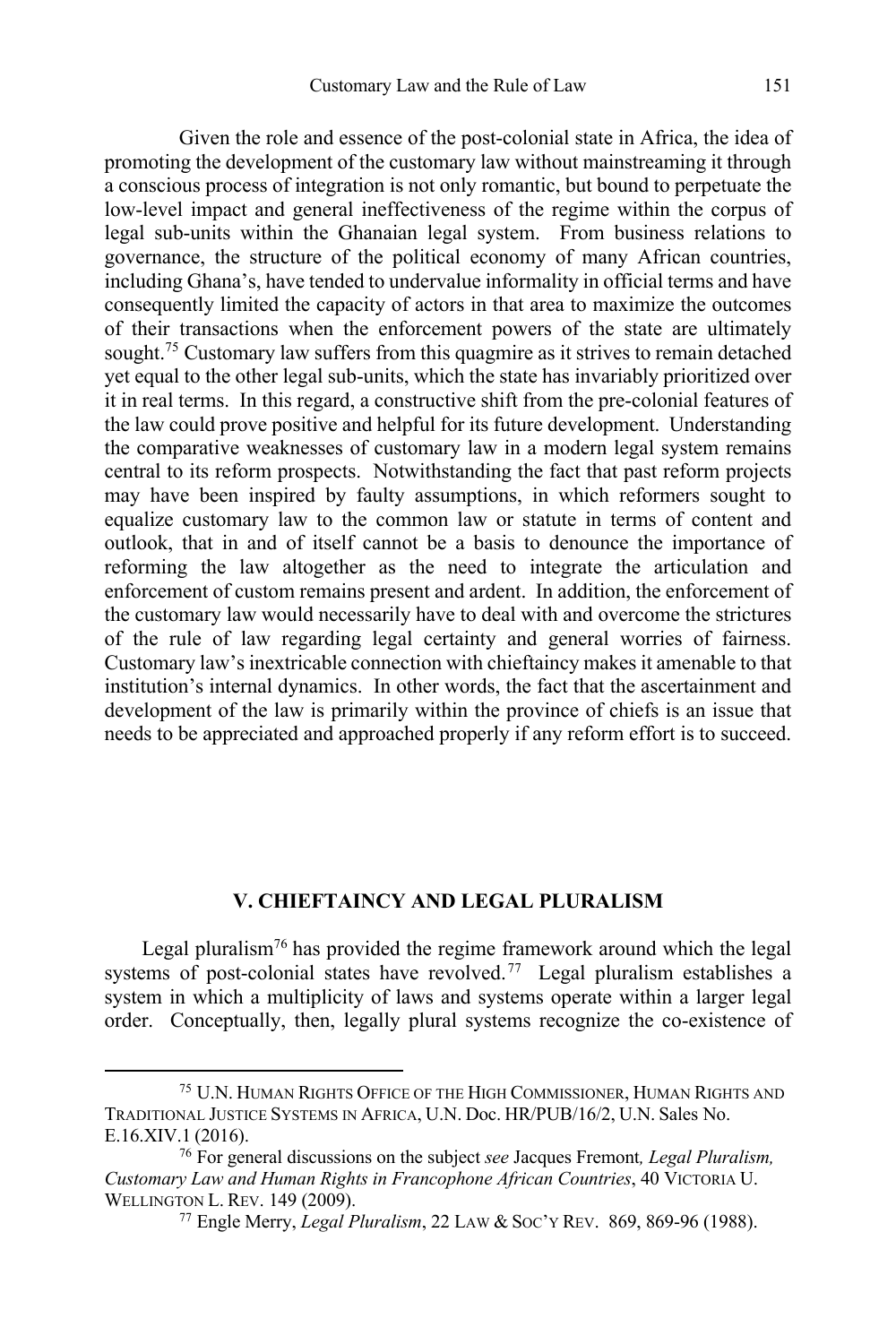Given the role and essence of the post-colonial state in Africa, the idea of promoting the development of the customary law without mainstreaming it through a conscious process of integration is not only romantic, but bound to perpetuate the low-level impact and general ineffectiveness of the regime within the corpus of legal sub-units within the Ghanaian legal system. From business relations to governance, the structure of the political economy of many African countries, including Ghana's, have tended to undervalue informality in official terms and have consequently limited the capacity of actors in that area to maximize the outcomes of their transactions when the enforcement powers of the state are ultimately sought.[75] Customary law suffers from this quagmire as it strives to remain detached yet equal to the other legal sub-units, which the state has invariably prioritized over it in real terms. In this regard, a constructive shift from the pre-colonial features of the law could prove positive and helpful for its future development. Understanding the comparative weaknesses of customary law in a modern legal system remains central to its reform prospects. Notwithstanding the fact that past reform projects may have been inspired by faulty assumptions, in which reformers sought to equalize customary law to the common law or statute in terms of content and outlook, that in and of itself cannot be a basis to denounce the importance of reforming the law altogether as the need to integrate the articulation and enforcement of custom remains present and ardent. In addition, the enforcement of the customary law would necessarily have to deal with and overcome the strictures of the rule of law regarding legal certainty and general worries of fairness. Customary law's inextricable connection with chieftaincy makes it amenable to that institution's internal dynamics. In other words, the fact that the ascertainment and development of the law is primarily within the province of chiefs is an issue that needs to be appreciated and approached properly if any reform effort is to succeed.

## V. CHIEFTAINCY AND LEGAL PLURALISM

Legal pluralism[76] has provided the regime framework around which the legal systems of post-colonial states have revolved.[77] Legal pluralism establishes a system in which a multiplicity of laws and systems operate within a larger legal order. Conceptually, then, legally plural systems recognize the co-existence of

---

[75] U.N. HUMAN RIGHTS OFFICE OF THE HIGH COMMISSIONER, HUMAN RIGHTS AND TRADITIONAL JUSTICE SYSTEMS IN AFRICA, U.N. Doc. HR/PUB/16/2, U.N. Sales No. E.16.XIV.1 (2016).

[76] For general discussions on the subject *see* Jacques Fremont*, Legal Pluralism, Customary Law and Human Rights in Francophone African Countries*, 40 VICTORIA U. WELLINGTON L. REV. 149 (2009).

[77] Engle Merry, *Legal Pluralism*, 22 LAW & SOC'Y REV. 869, 869-96 (1988).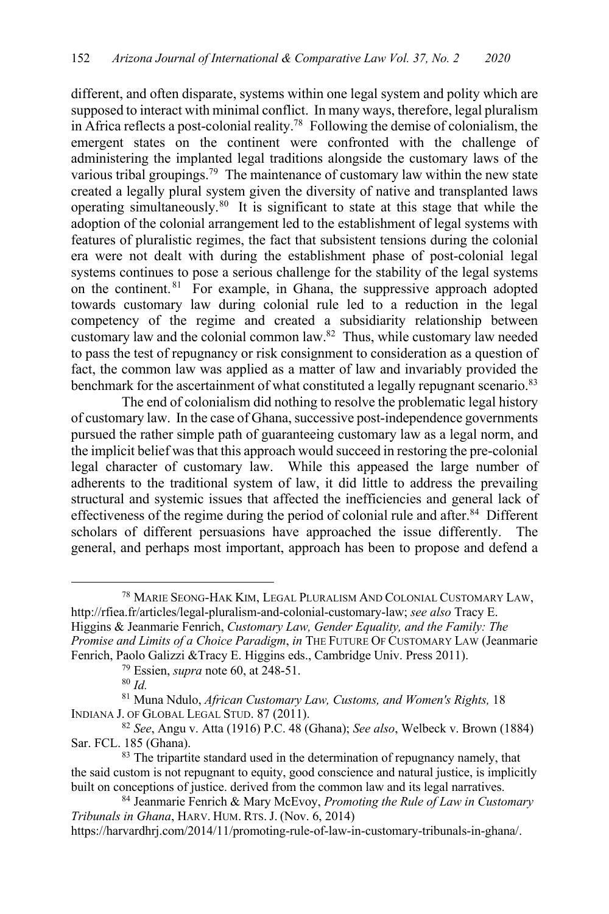different, and often disparate, systems within one legal system and polity which are supposed to interact with minimal conflict. In many ways, therefore, legal pluralism in Africa reflects a post-colonial reality.[78] Following the demise of colonialism, the emergent states on the continent were confronted with the challenge of administering the implanted legal traditions alongside the customary laws of the various tribal groupings.[79] The maintenance of customary law within the new state created a legally plural system given the diversity of native and transplanted laws operating simultaneously.[80] It is significant to state at this stage that while the adoption of the colonial arrangement led to the establishment of legal systems with features of pluralistic regimes, the fact that subsistent tensions during the colonial era were not dealt with during the establishment phase of post-colonial legal systems continues to pose a serious challenge for the stability of the legal systems on the continent.[81] For example, in Ghana, the suppressive approach adopted towards customary law during colonial rule led to a reduction in the legal competency of the regime and created a subsidiarity relationship between customary law and the colonial common law.[82] Thus, while customary law needed to pass the test of repugnancy or risk consignment to consideration as a question of fact, the common law was applied as a matter of law and invariably provided the benchmark for the ascertainment of what constituted a legally repugnant scenario.[83]

The end of colonialism did nothing to resolve the problematic legal history of customary law. In the case of Ghana, successive post-independence governments pursued the rather simple path of guaranteeing customary law as a legal norm, and the implicit belief was that this approach would succeed in restoring the pre-colonial legal character of customary law. While this appeased the large number of adherents to the traditional system of law, it did little to address the prevailing structural and systemic issues that affected the inefficiencies and general lack of effectiveness of the regime during the period of colonial rule and after.[84] Different scholars of different persuasions have approached the issue differently. The general, and perhaps most important, approach has been to propose and defend a

---

[78] MARIE SEONG-HAK KIM, LEGAL PLURALISM AND COLONIAL CUSTOMARY LAW, http://rfiea.fr/articles/legal-pluralism-and-colonial-customary-law; *see also* Tracy E. Higgins & Jeanmarie Fenrich, *Customary Law, Gender Equality, and the Family: The Promise and Limits of a Choice Paradigm*, *in* THE FUTURE OF CUSTOMARY LAW (Jeanmarie Fenrich, Paolo Galizzi &Tracy E. Higgins eds., Cambridge Univ. Press 2011).

[79] Essien, *supra* note 60, at 248-51.

[80] *Id.*

[81] Muna Ndulo, *African Customary Law, Customs, and Women's Rights,* 18 INDIANA J. OF GLOBAL LEGAL STUD. 87 (2011).

[82] *See*, Angu v. Atta (1916) P.C. 48 (Ghana); *See also*, Welbeck v. Brown (1884) Sar. FCL. 185 (Ghana).

[83] The tripartite standard used in the determination of repugnancy namely, that the said custom is not repugnant to equity, good conscience and natural justice, is implicitly built on conceptions of justice. derived from the common law and its legal narratives.

[84] Jeanmarie Fenrich & Mary McEvoy, *Promoting the Rule of Law in Customary Tribunals in Ghana*, HARV. HUM. RTS. J. (Nov. 6, 2014) https://harvardhrj.com/2014/11/promoting-rule-of-law-in-customary-tribunals-in-ghana/.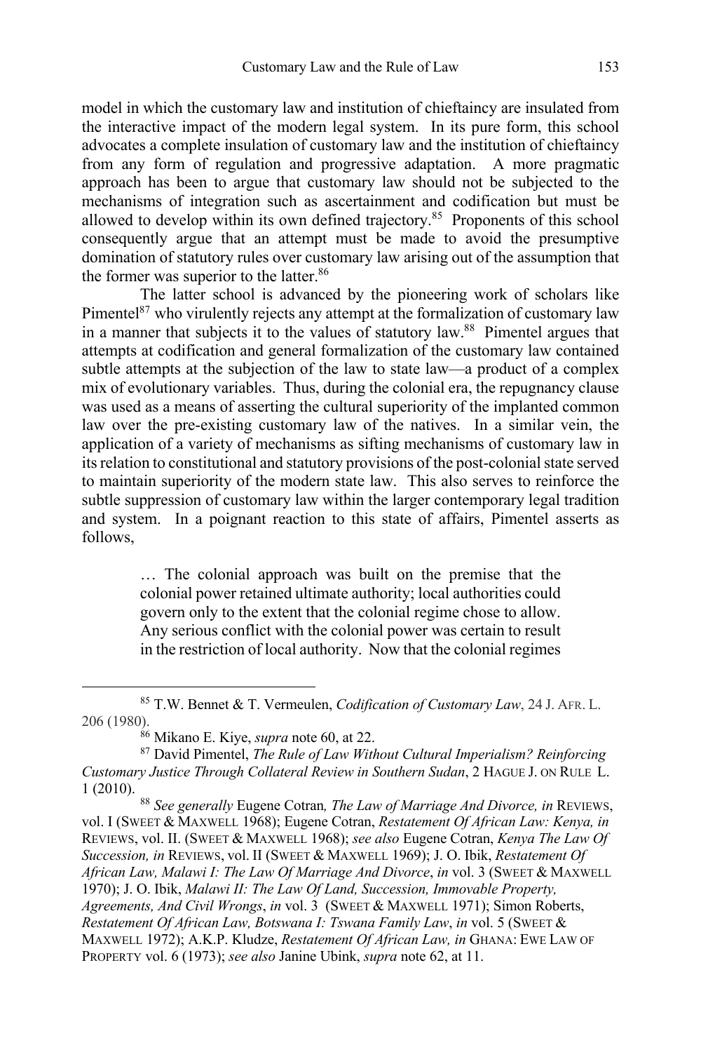model in which the customary law and institution of chieftaincy are insulated from the interactive impact of the modern legal system. In its pure form, this school advocates a complete insulation of customary law and the institution of chieftaincy from any form of regulation and progressive adaptation. A more pragmatic approach has been to argue that customary law should not be subjected to the mechanisms of integration such as ascertainment and codification but must be allowed to develop within its own defined trajectory.[85] Proponents of this school consequently argue that an attempt must be made to avoid the presumptive domination of statutory rules over customary law arising out of the assumption that the former was superior to the latter.[86]

The latter school is advanced by the pioneering work of scholars like Pimentel[87] who virulently rejects any attempt at the formalization of customary law in a manner that subjects it to the values of statutory law.[88] Pimentel argues that attempts at codification and general formalization of the customary law contained subtle attempts at the subjection of the law to state law—a product of a complex mix of evolutionary variables. Thus, during the colonial era, the repugnancy clause was used as a means of asserting the cultural superiority of the implanted common law over the pre-existing customary law of the natives. In a similar vein, the application of a variety of mechanisms as sifting mechanisms of customary law in its relation to constitutional and statutory provisions of the post-colonial state served to maintain superiority of the modern state law. This also serves to reinforce the subtle suppression of customary law within the larger contemporary legal tradition and system. In a poignant reaction to this state of affairs, Pimentel asserts as follows,

> … The colonial approach was built on the premise that the colonial power retained ultimate authority; local authorities could govern only to the extent that the colonial regime chose to allow. Any serious conflict with the colonial power was certain to result in the restriction of local authority. Now that the colonial regimes

---

[85] T.W. Bennet & T. Vermeulen, *Codification of Customary Law*, 24 J. AFR. L. 206 (1980).

[86] Mikano E. Kiye, *supra* note 60, at 22.

[87] David Pimentel, *The Rule of Law Without Cultural Imperialism? Reinforcing Customary Justice Through Collateral Review in Southern Sudan*, 2 HAGUE J. ON RULE L. 1 (2010).

[88] *See generally* Eugene Cotran*, The Law of Marriage And Divorce, in* REVIEWS, vol. I (SWEET & MAXWELL 1968); Eugene Cotran, *Restatement Of African Law: Kenya, in* REVIEWS, vol. II. (SWEET & MAXWELL 1968); *see also* Eugene Cotran, *Kenya The Law Of Succession, in* REVIEWS, vol. II (SWEET & MAXWELL 1969); J. O. Ibik, *Restatement Of African Law, Malawi I: The Law Of Marriage And Divorce*, *in* vol. 3 (SWEET & MAXWELL 1970); J. O. Ibik, *Malawi II: The Law Of Land, Succession, Immovable Property, Agreements, And Civil Wrongs*, *in* vol. 3 (SWEET & MAXWELL 1971); Simon Roberts, *Restatement Of African Law, Botswana I: Tswana Family Law*, *in* vol. 5 (SWEET & MAXWELL 1972); A.K.P. Kludze, *Restatement Of African Law, in* GHANA: EWE LAW OF PROPERTY vol. 6 (1973); *see also* Janine Ubink, *supra* note 62, at 11.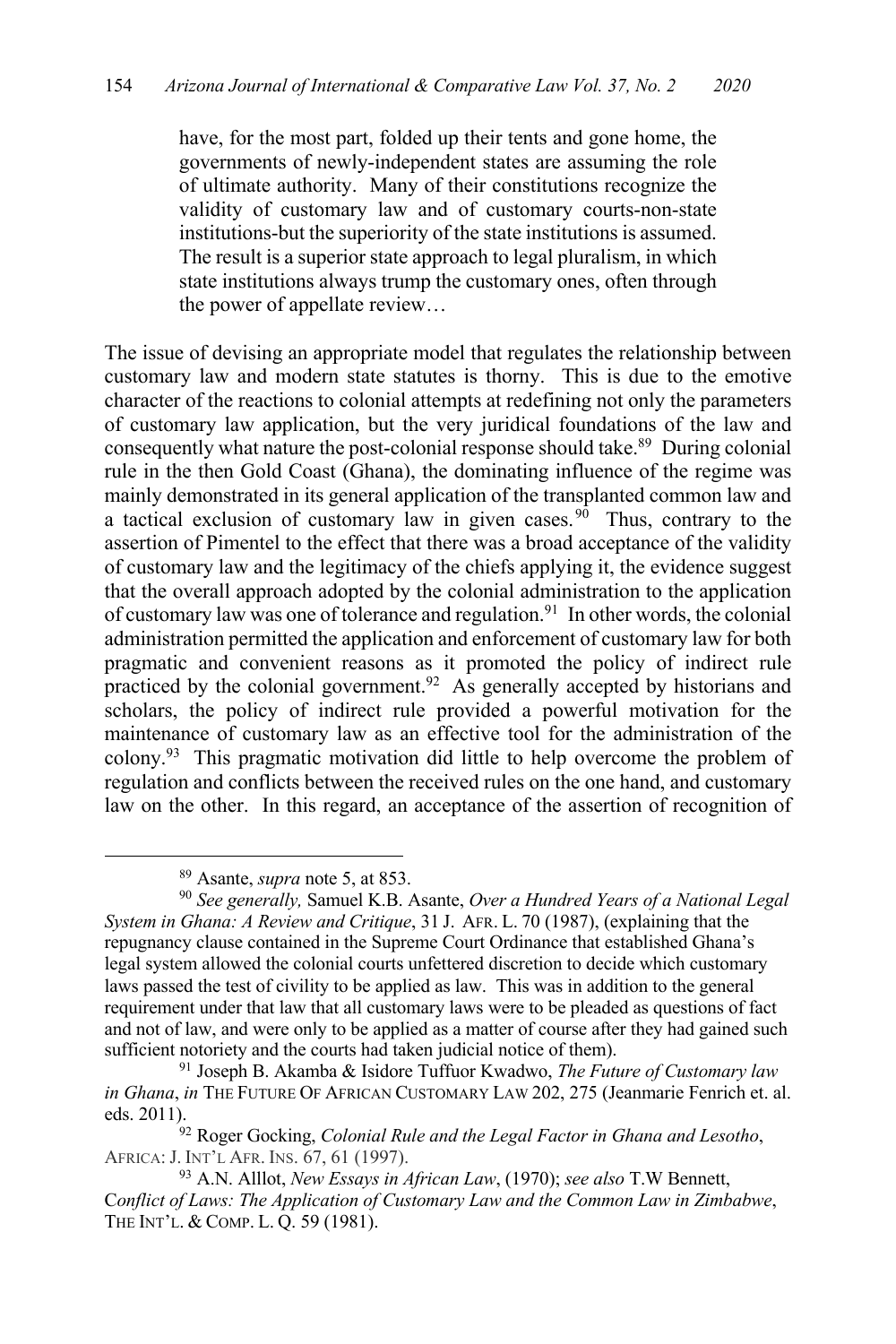> have, for the most part, folded up their tents and gone home, the governments of newly-independent states are assuming the role of ultimate authority. Many of their constitutions recognize the validity of customary law and of customary courts-non-state institutions-but the superiority of the state institutions is assumed. The result is a superior state approach to legal pluralism, in which state institutions always trump the customary ones, often through the power of appellate review…

The issue of devising an appropriate model that regulates the relationship between customary law and modern state statutes is thorny. This is due to the emotive character of the reactions to colonial attempts at redefining not only the parameters of customary law application, but the very juridical foundations of the law and consequently what nature the post-colonial response should take.[89] During colonial rule in the then Gold Coast (Ghana), the dominating influence of the regime was mainly demonstrated in its general application of the transplanted common law and a tactical exclusion of customary law in given cases.[90] Thus, contrary to the assertion of Pimentel to the effect that there was a broad acceptance of the validity of customary law and the legitimacy of the chiefs applying it, the evidence suggest that the overall approach adopted by the colonial administration to the application of customary law was one of tolerance and regulation.[91] In other words, the colonial administration permitted the application and enforcement of customary law for both pragmatic and convenient reasons as it promoted the policy of indirect rule practiced by the colonial government.[92] As generally accepted by historians and scholars, the policy of indirect rule provided a powerful motivation for the maintenance of customary law as an effective tool for the administration of the colony.[93] This pragmatic motivation did little to help overcome the problem of regulation and conflicts between the received rules on the one hand, and customary law on the other. In this regard, an acceptance of the assertion of recognition of

---

[89] Asante, *supra* note 5, at 853.

[90] *See generally,* Samuel K.B. Asante, *Over a Hundred Years of a National Legal System in Ghana: A Review and Critique*, 31 J. AFR. L. 70 (1987), (explaining that the repugnancy clause contained in the Supreme Court Ordinance that established Ghana's legal system allowed the colonial courts unfettered discretion to decide which customary laws passed the test of civility to be applied as law. This was in addition to the general requirement under that law that all customary laws were to be pleaded as questions of fact and not of law, and were only to be applied as a matter of course after they had gained such sufficient notoriety and the courts had taken judicial notice of them).

[91] Joseph B. Akamba & Isidore Tuffuor Kwadwo, *The Future of Customary law in Ghana*, *in* THE FUTURE OF AFRICAN CUSTOMARY LAW 202, 275 (Jeanmarie Fenrich et. al. eds. 2011).

[92] Roger Gocking, *Colonial Rule and the Legal Factor in Ghana and Lesotho*, AFRICA: J. INT'L AFR. INS. 67, 61 (1997).

[93] A.N. Alllot, *New Essays in African Law*, (1970); *see also* T.W Bennett, C*onflict of Laws: The Application of Customary Law and the Common Law in Zimbabwe*, THE INT'L. & COMP. L. Q. 59 (1981).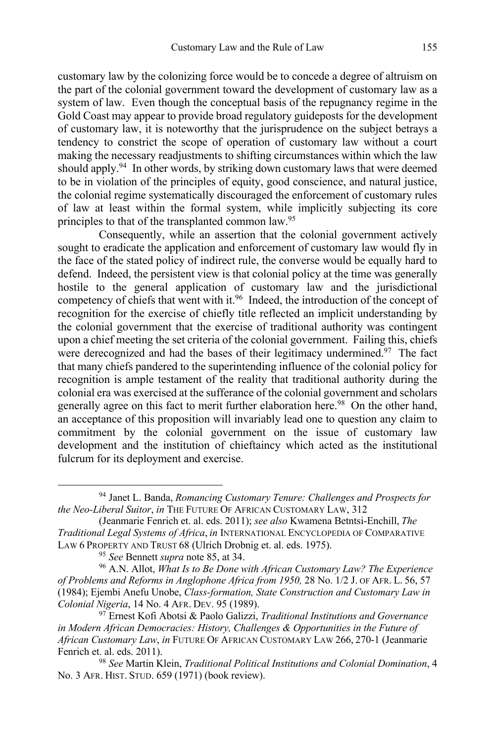customary law by the colonizing force would be to concede a degree of altruism on the part of the colonial government toward the development of customary law as a system of law. Even though the conceptual basis of the repugnancy regime in the Gold Coast may appear to provide broad regulatory guideposts for the development of customary law, it is noteworthy that the jurisprudence on the subject betrays a tendency to constrict the scope of operation of customary law without a court making the necessary readjustments to shifting circumstances within which the law should apply.[94] In other words, by striking down customary laws that were deemed to be in violation of the principles of equity, good conscience, and natural justice, the colonial regime systematically discouraged the enforcement of customary rules of law at least within the formal system, while implicitly subjecting its core principles to that of the transplanted common law.[95]

Consequently, while an assertion that the colonial government actively sought to eradicate the application and enforcement of customary law would fly in the face of the stated policy of indirect rule, the converse would be equally hard to defend. Indeed, the persistent view is that colonial policy at the time was generally hostile to the general application of customary law and the jurisdictional competency of chiefs that went with it.[96] Indeed, the introduction of the concept of recognition for the exercise of chiefly title reflected an implicit understanding by the colonial government that the exercise of traditional authority was contingent upon a chief meeting the set criteria of the colonial government. Failing this, chiefs were derecognized and had the bases of their legitimacy undermined.[97] The fact that many chiefs pandered to the superintending influence of the colonial policy for recognition is ample testament of the reality that traditional authority during the colonial era was exercised at the sufferance of the colonial government and scholars generally agree on this fact to merit further elaboration here.[98] On the other hand, an acceptance of this proposition will invariably lead one to question any claim to commitment by the colonial government on the issue of customary law development and the institution of chieftaincy which acted as the institutional fulcrum for its deployment and exercise.

---

[94] Janet L. Banda, *Romancing Customary Tenure: Challenges and Prospects for the Neo-Liberal Suitor*, *in* THE FUTURE OF AFRICAN CUSTOMARY LAW, 312 (Jeanmarie Fenrich et. al. eds. 2011); *see also* Kwamena Betntsi-Enchill, *The Traditional Legal Systems of Africa*, *in* INTERNATIONAL ENCYCLOPEDIA OF COMPARATIVE LAW 6 PROPERTY AND TRUST 68 (Ulrich Drobnig et. al. eds. 1975).

[95] *See* Bennett *supra* note 85, at 34.

[96] A.N. Allot, *What Is to Be Done with African Customary Law? The Experience of Problems and Reforms in Anglophone Africa from 1950,* 28 No. 1/2 J. OF AFR. L. 56, 57 (1984); Ejembi Anefu Unobe, *Class-formation, State Construction and Customary Law in Colonial Nigeria*, 14 No. 4 AFR. DEV. 95 (1989).

[97] Ernest Kofi Abotsi & Paolo Galizzi, *Traditional Institutions and Governance in Modern African Democracies: History, Challenges & Opportunities in the Future of African Customary Law*, *in* FUTURE OF AFRICAN CUSTOMARY LAW 266, 270-1 (Jeanmarie Fenrich et. al. eds. 2011).

[98] *See* Martin Klein, *Traditional Political Institutions and Colonial Domination*, 4 No. 3 AFR. HIST. STUD. 659 (1971) (book review).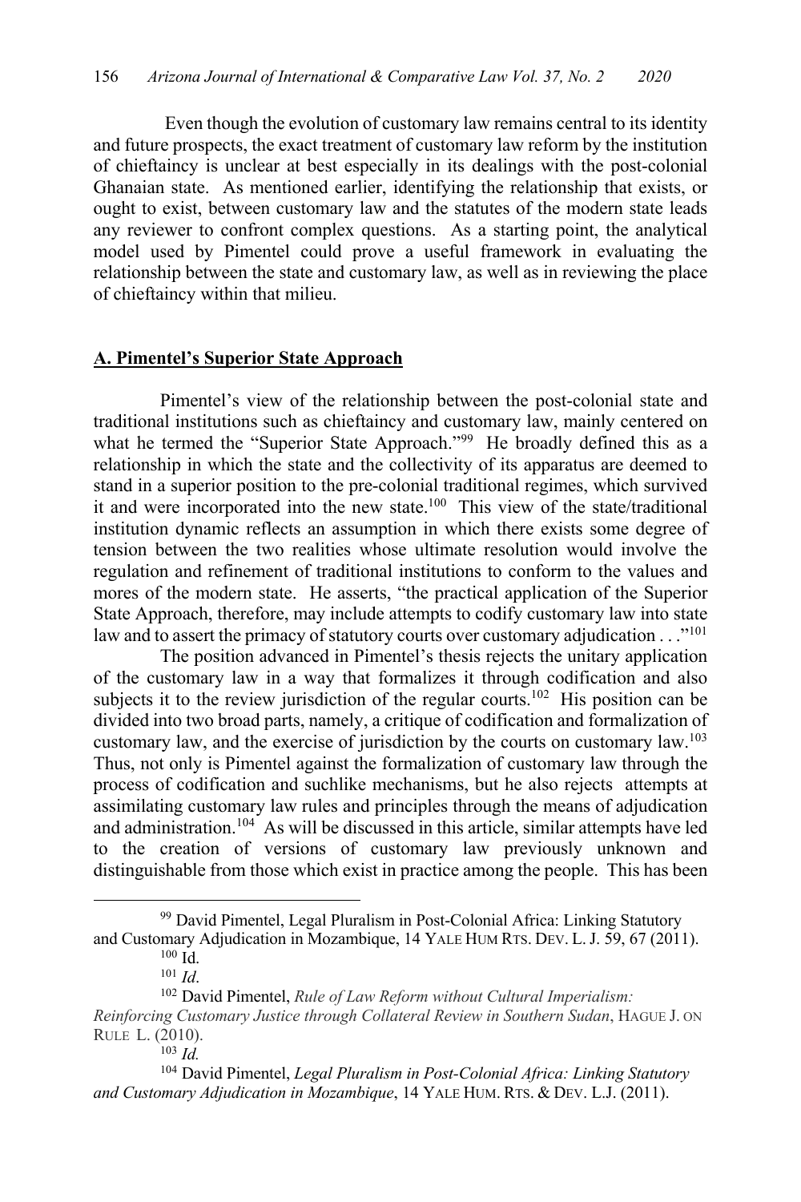Even though the evolution of customary law remains central to its identity and future prospects, the exact treatment of customary law reform by the institution of chieftaincy is unclear at best especially in its dealings with the post-colonial Ghanaian state. As mentioned earlier, identifying the relationship that exists, or ought to exist, between customary law and the statutes of the modern state leads any reviewer to confront complex questions. As a starting point, the analytical model used by Pimentel could prove a useful framework in evaluating the relationship between the state and customary law, as well as in reviewing the place of chieftaincy within that milieu.

## A. Pimentel's Superior State Approach

Pimentel's view of the relationship between the post-colonial state and traditional institutions such as chieftaincy and customary law, mainly centered on what he termed the "Superior State Approach."[99] He broadly defined this as a relationship in which the state and the collectivity of its apparatus are deemed to stand in a superior position to the pre-colonial traditional regimes, which survived it and were incorporated into the new state.[100] This view of the state/traditional institution dynamic reflects an assumption in which there exists some degree of tension between the two realities whose ultimate resolution would involve the regulation and refinement of traditional institutions to conform to the values and mores of the modern state. He asserts, "the practical application of the Superior State Approach, therefore, may include attempts to codify customary law into state law and to assert the primacy of statutory courts over customary adjudication . . ."[101]

The position advanced in Pimentel's thesis rejects the unitary application of the customary law in a way that formalizes it through codification and also subjects it to the review jurisdiction of the regular courts.[102] His position can be divided into two broad parts, namely, a critique of codification and formalization of customary law, and the exercise of jurisdiction by the courts on customary law.[103] Thus, not only is Pimentel against the formalization of customary law through the process of codification and suchlike mechanisms, but he also rejects attempts at assimilating customary law rules and principles through the means of adjudication and administration.[104] As will be discussed in this article, similar attempts have led to the creation of versions of customary law previously unknown and distinguishable from those which exist in practice among the people. This has been

---

[99] David Pimentel, Legal Pluralism in Post-Colonial Africa: Linking Statutory and Customary Adjudication in Mozambique, 14 YALE HUM RTS. DEV. L. J. 59, 67 (2011).

[100] Id.

[101] *Id*.

[102] David Pimentel, *Rule of Law Reform without Cultural Imperialism: Reinforcing Customary Justice through Collateral Review in Southern Sudan*, HAGUE J. ON RULE L. (2010).

[103] *Id.*

[104] David Pimentel, *Legal Pluralism in Post-Colonial Africa: Linking Statutory and Customary Adjudication in Mozambique*, 14 YALE HUM. RTS. & DEV. L.J. (2011).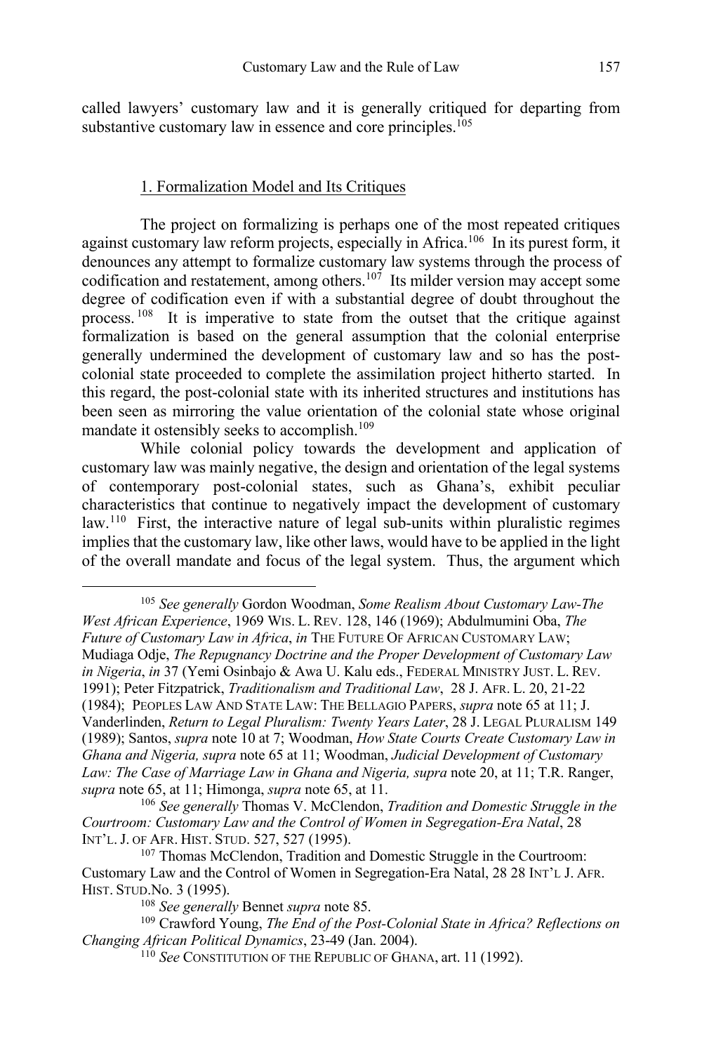called lawyers' customary law and it is generally critiqued for departing from substantive customary law in essence and core principles.[105]

### 1. Formalization Model and Its Critiques

The project on formalizing is perhaps one of the most repeated critiques against customary law reform projects, especially in Africa.[106] In its purest form, it denounces any attempt to formalize customary law systems through the process of codification and restatement, among others.[107] Its milder version may accept some degree of codification even if with a substantial degree of doubt throughout the process.[108] It is imperative to state from the outset that the critique against formalization is based on the general assumption that the colonial enterprise generally undermined the development of customary law and so has the post-colonial state proceeded to complete the assimilation project hitherto started. In this regard, the post-colonial state with its inherited structures and institutions has been seen as mirroring the value orientation of the colonial state whose original mandate it ostensibly seeks to accomplish.[109]

While colonial policy towards the development and application of customary law was mainly negative, the design and orientation of the legal systems of contemporary post-colonial states, such as Ghana's, exhibit peculiar characteristics that continue to negatively impact the development of customary law.[110] First, the interactive nature of legal sub-units within pluralistic regimes implies that the customary law, like other laws, would have to be applied in the light of the overall mandate and focus of the legal system. Thus, the argument which

---

[105] *See generally* Gordon Woodman, *Some Realism About Customary Law-The West African Experience*, 1969 WIS. L. REV. 128, 146 (1969); Abdulmumini Oba, *The Future of Customary Law in Africa*, *in* THE FUTURE OF AFRICAN CUSTOMARY LAW; Mudiaga Odje, *The Repugnancy Doctrine and the Proper Development of Customary Law in Nigeria*, *in* 37 (Yemi Osinbajo & Awa U. Kalu eds., FEDERAL MINISTRY JUST. L. REV. 1991); Peter Fitzpatrick, *Traditionalism and Traditional Law*, 28 J. AFR. L. 20, 21-22 (1984); PEOPLES LAW AND STATE LAW: THE BELLAGIO PAPERS, *supra* note 65 at 11; J. Vanderlinden, *Return to Legal Pluralism: Twenty Years Later*, 28 J. LEGAL PLURALISM 149 (1989); Santos, *supra* note 10 at 7; Woodman, *How State Courts Create Customary Law in Ghana and Nigeria, supra* note 65 at 11; Woodman, *Judicial Development of Customary Law: The Case of Marriage Law in Ghana and Nigeria, supra* note 20, at 11; T.R. Ranger, *supra* note 65, at 11; Himonga, *supra* note 65, at 11.

[106] *See generally* Thomas V. McClendon, *Tradition and Domestic Struggle in the Courtroom: Customary Law and the Control of Women in Segregation-Era Natal*, 28 INT'L. J. OF AFR. HIST. STUD. 527, 527 (1995).

[107] Thomas McClendon, Tradition and Domestic Struggle in the Courtroom: Customary Law and the Control of Women in Segregation-Era Natal, 28 28 INT'L J. AFR. HIST. STUD.No. 3 (1995).

[108] *See generally* Bennet *supra* note 85.

[109] Crawford Young, *The End of the Post-Colonial State in Africa? Reflections on Changing African Political Dynamics*, 23-49 (Jan. 2004).

[110] *See* CONSTITUTION OF THE REPUBLIC OF GHANA, art. 11 (1992).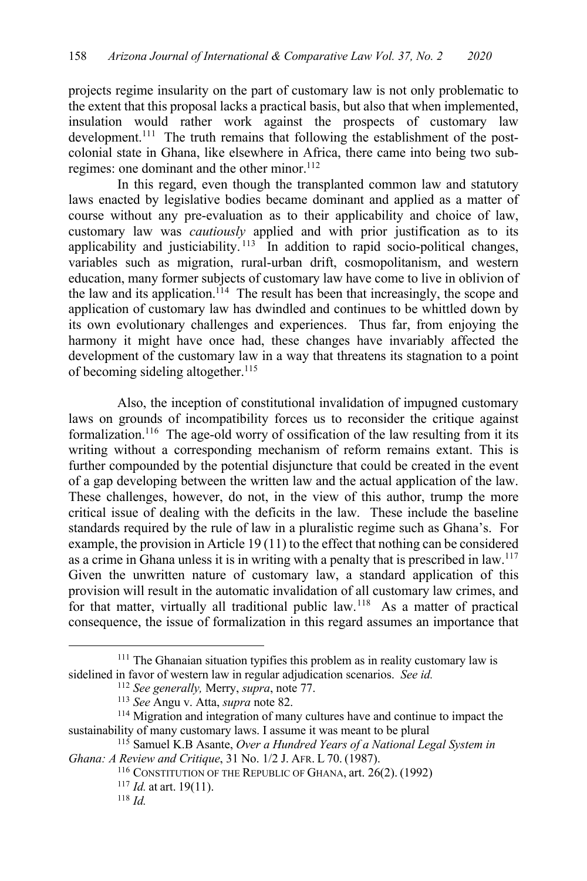projects regime insularity on the part of customary law is not only problematic to the extent that this proposal lacks a practical basis, but also that when implemented, insulation would rather work against the prospects of customary law development.[111] The truth remains that following the establishment of the post-colonial state in Ghana, like elsewhere in Africa, there came into being two sub-regimes: one dominant and the other minor.[112]

In this regard, even though the transplanted common law and statutory laws enacted by legislative bodies became dominant and applied as a matter of course without any pre-evaluation as to their applicability and choice of law, customary law was *cautiously* applied and with prior justification as to its applicability and justiciability.[113] In addition to rapid socio-political changes, variables such as migration, rural-urban drift, cosmopolitanism, and western education, many former subjects of customary law have come to live in oblivion of the law and its application.[114] The result has been that increasingly, the scope and application of customary law has dwindled and continues to be whittled down by its own evolutionary challenges and experiences. Thus far, from enjoying the harmony it might have once had, these changes have invariably affected the development of the customary law in a way that threatens its stagnation to a point of becoming sideling altogether.[115]

Also, the inception of constitutional invalidation of impugned customary laws on grounds of incompatibility forces us to reconsider the critique against formalization.[116] The age-old worry of ossification of the law resulting from it its writing without a corresponding mechanism of reform remains extant. This is further compounded by the potential disjuncture that could be created in the event of a gap developing between the written law and the actual application of the law. These challenges, however, do not, in the view of this author, trump the more critical issue of dealing with the deficits in the law. These include the baseline standards required by the rule of law in a pluralistic regime such as Ghana's. For example, the provision in Article 19 (11) to the effect that nothing can be considered as a crime in Ghana unless it is in writing with a penalty that is prescribed in law.[117] Given the unwritten nature of customary law, a standard application of this provision will result in the automatic invalidation of all customary law crimes, and for that matter, virtually all traditional public law.[118] As a matter of practical consequence, the issue of formalization in this regard assumes an importance that

---

[111] The Ghanaian situation typifies this problem as in reality customary law is sidelined in favor of western law in regular adjudication scenarios. *See id.*

[112] *See generally,* Merry, *supra*, note 77.

[113] *See* Angu v. Atta, *supra* note 82.

[114] Migration and integration of many cultures have and continue to impact the sustainability of many customary laws. I assume it was meant to be plural

[115] Samuel K.B Asante, *Over a Hundred Years of a National Legal System in Ghana: A Review and Critique*, 31 No. 1/2 J. AFR. L 70. (1987).

[116] CONSTITUTION OF THE REPUBLIC OF GHANA, art. 26(2). (1992)

[117] *Id.* at art. 19(11).

[118] *Id.*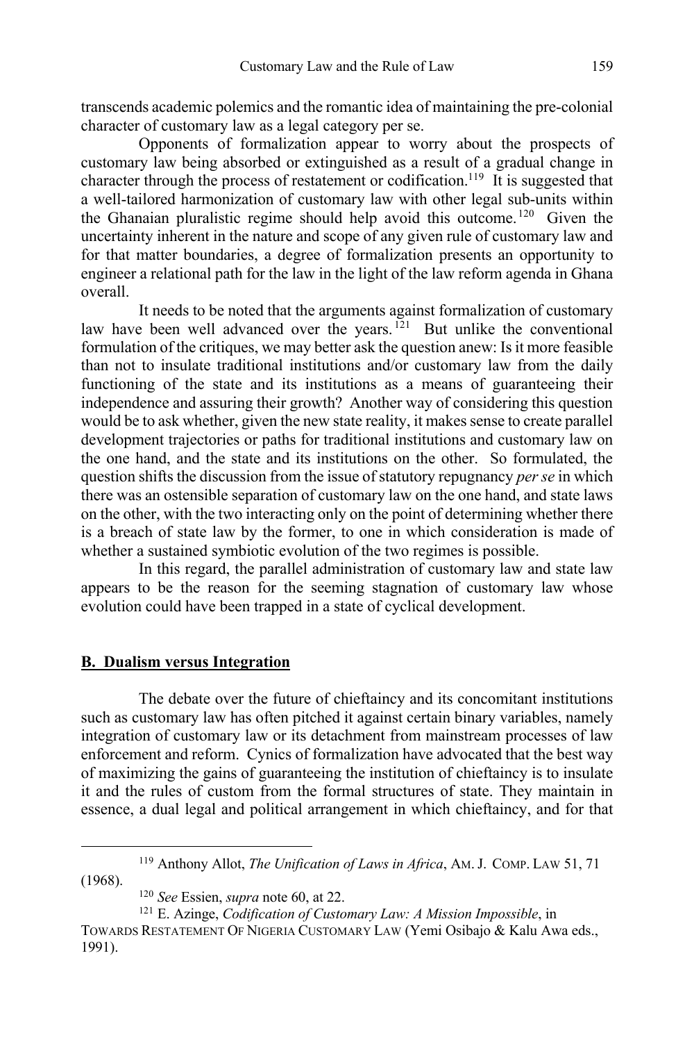transcends academic polemics and the romantic idea of maintaining the pre-colonial character of customary law as a legal category per se.

Opponents of formalization appear to worry about the prospects of customary law being absorbed or extinguished as a result of a gradual change in character through the process of restatement or codification.[119] It is suggested that a well-tailored harmonization of customary law with other legal sub-units within the Ghanaian pluralistic regime should help avoid this outcome.[120] Given the uncertainty inherent in the nature and scope of any given rule of customary law and for that matter boundaries, a degree of formalization presents an opportunity to engineer a relational path for the law in the light of the law reform agenda in Ghana overall.

It needs to be noted that the arguments against formalization of customary law have been well advanced over the years.[121] But unlike the conventional formulation of the critiques, we may better ask the question anew: Is it more feasible than not to insulate traditional institutions and/or customary law from the daily functioning of the state and its institutions as a means of guaranteeing their independence and assuring their growth? Another way of considering this question would be to ask whether, given the new state reality, it makes sense to create parallel development trajectories or paths for traditional institutions and customary law on the one hand, and the state and its institutions on the other. So formulated, the question shifts the discussion from the issue of statutory repugnancy *per se* in which there was an ostensible separation of customary law on the one hand, and state laws on the other, with the two interacting only on the point of determining whether there is a breach of state law by the former, to one in which consideration is made of whether a sustained symbiotic evolution of the two regimes is possible.

In this regard, the parallel administration of customary law and state law appears to be the reason for the seeming stagnation of customary law whose evolution could have been trapped in a state of cyclical development.

## B. Dualism versus Integration

The debate over the future of chieftaincy and its concomitant institutions such as customary law has often pitched it against certain binary variables, namely integration of customary law or its detachment from mainstream processes of law enforcement and reform. Cynics of formalization have advocated that the best way of maximizing the gains of guaranteeing the institution of chieftaincy is to insulate it and the rules of custom from the formal structures of state. They maintain in essence, a dual legal and political arrangement in which chieftaincy, and for that

---

[119] Anthony Allot, *The Unification of Laws in Africa*, AM. J. COMP. LAW 51, 71 (1968).

[120] *See* Essien, *supra* note 60, at 22.

[121] E. Azinge, *Codification of Customary Law: A Mission Impossible*, in TOWARDS RESTATEMENT OF NIGERIA CUSTOMARY LAW (Yemi Osibajo & Kalu Awa eds., 1991).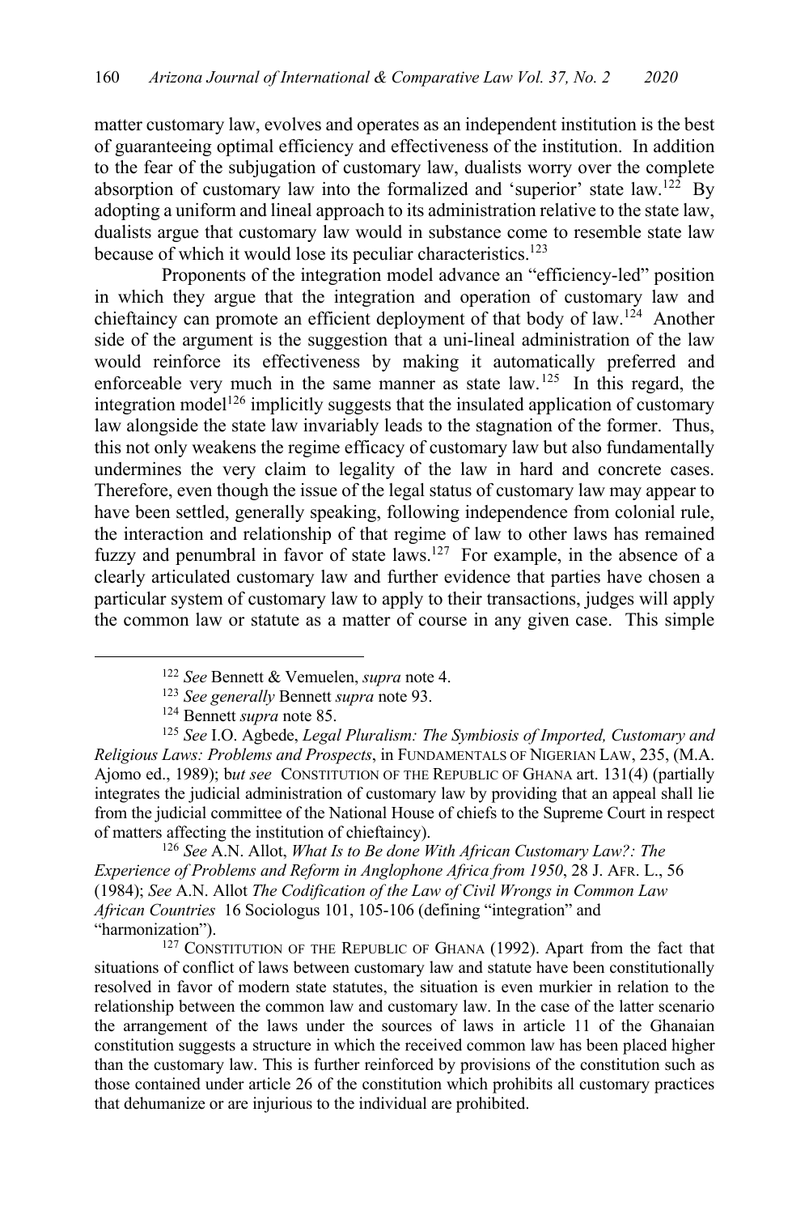matter customary law, evolves and operates as an independent institution is the best of guaranteeing optimal efficiency and effectiveness of the institution. In addition to the fear of the subjugation of customary law, dualists worry over the complete absorption of customary law into the formalized and 'superior' state law.[122] By adopting a uniform and lineal approach to its administration relative to the state law, dualists argue that customary law would in substance come to resemble state law because of which it would lose its peculiar characteristics.[123]

Proponents of the integration model advance an "efficiency-led" position in which they argue that the integration and operation of customary law and chieftaincy can promote an efficient deployment of that body of law.[124] Another side of the argument is the suggestion that a uni-lineal administration of the law would reinforce its effectiveness by making it automatically preferred and enforceable very much in the same manner as state law.[125] In this regard, the integration model[126] implicitly suggests that the insulated application of customary law alongside the state law invariably leads to the stagnation of the former. Thus, this not only weakens the regime efficacy of customary law but also fundamentally undermines the very claim to legality of the law in hard and concrete cases. Therefore, even though the issue of the legal status of customary law may appear to have been settled, generally speaking, following independence from colonial rule, the interaction and relationship of that regime of law to other laws has remained fuzzy and penumbral in favor of state laws.[127] For example, in the absence of a clearly articulated customary law and further evidence that parties have chosen a particular system of customary law to apply to their transactions, judges will apply the common law or statute as a matter of course in any given case. This simple

---

[122] *See* Bennett & Vemuelen, *supra* note 4.

[123] *See generally* Bennett *supra* note 93.

[124] Bennett *supra* note 85.

[125] *See* I.O. Agbede, *Legal Pluralism: The Symbiosis of Imported, Customary and Religious Laws: Problems and Prospects*, in FUNDAMENTALS OF NIGERIAN LAW, 235, (M.A. Ajomo ed., 1989); b*ut see* CONSTITUTION OF THE REPUBLIC OF GHANA art. 131(4) (partially integrates the judicial administration of customary law by providing that an appeal shall lie from the judicial committee of the National House of chiefs to the Supreme Court in respect of matters affecting the institution of chieftaincy).

[126] *See* A.N. Allot, *What Is to Be done With African Customary Law?: The Experience of Problems and Reform in Anglophone Africa from 1950*, 28 J. AFR. L., 56 (1984); *See* A.N. Allot *The Codification of the Law of Civil Wrongs in Common Law African Countries* 16 Sociologus 101, 105-106 (defining "integration" and "harmonization").

[127] CONSTITUTION OF THE REPUBLIC OF GHANA (1992). Apart from the fact that situations of conflict of laws between customary law and statute have been constitutionally resolved in favor of modern state statutes, the situation is even murkier in relation to the relationship between the common law and customary law. In the case of the latter scenario the arrangement of the laws under the sources of laws in article 11 of the Ghanaian constitution suggests a structure in which the received common law has been placed higher than the customary law. This is further reinforced by provisions of the constitution such as those contained under article 26 of the constitution which prohibits all customary practices that dehumanize or are injurious to the individual are prohibited.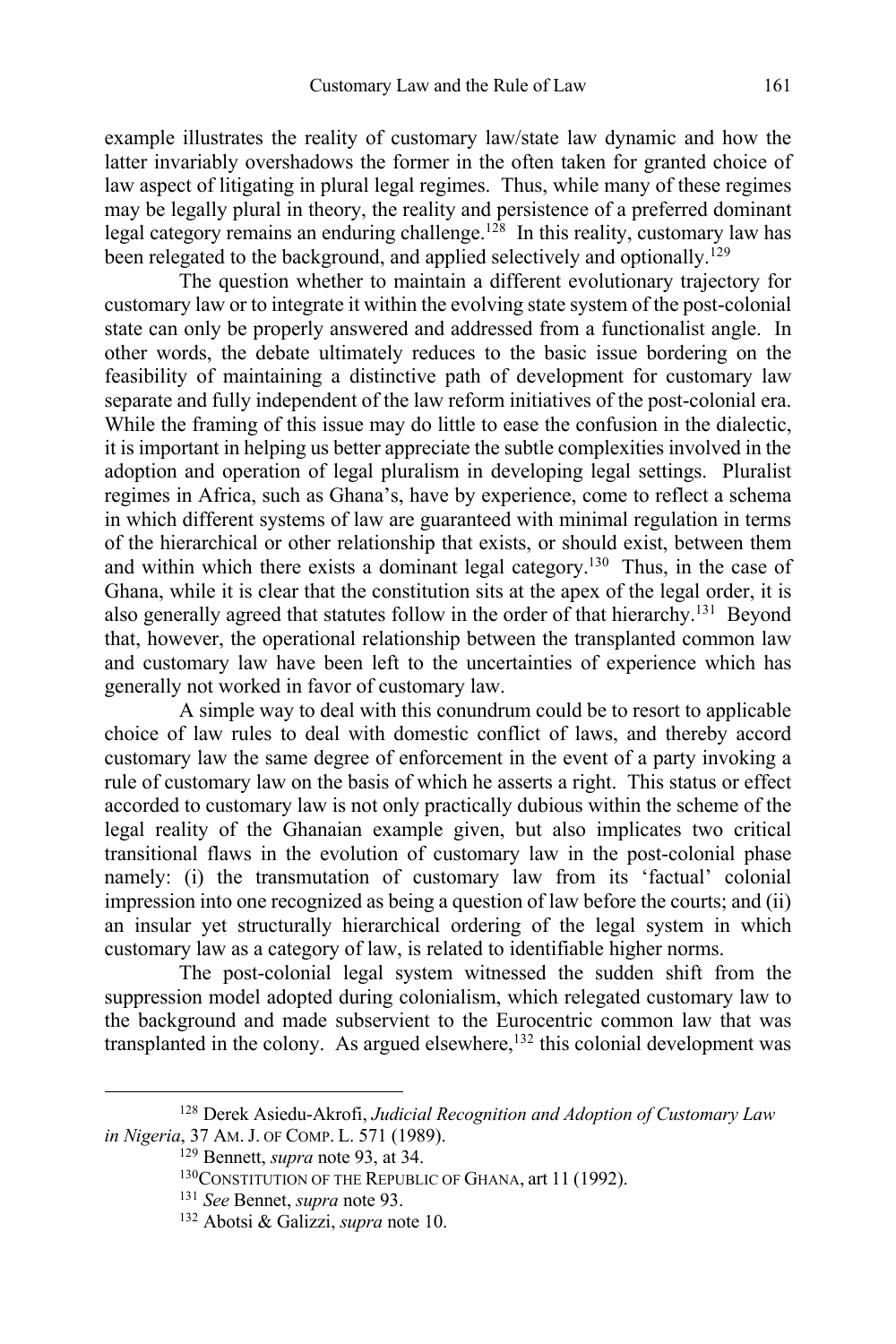example illustrates the reality of customary law/state law dynamic and how the latter invariably overshadows the former in the often taken for granted choice of law aspect of litigating in plural legal regimes. Thus, while many of these regimes may be legally plural in theory, the reality and persistence of a preferred dominant legal category remains an enduring challenge.[128] In this reality, customary law has been relegated to the background, and applied selectively and optionally.[129]

The question whether to maintain a different evolutionary trajectory for customary law or to integrate it within the evolving state system of the post-colonial state can only be properly answered and addressed from a functionalist angle. In other words, the debate ultimately reduces to the basic issue bordering on the feasibility of maintaining a distinctive path of development for customary law separate and fully independent of the law reform initiatives of the post-colonial era. While the framing of this issue may do little to ease the confusion in the dialectic, it is important in helping us better appreciate the subtle complexities involved in the adoption and operation of legal pluralism in developing legal settings. Pluralist regimes in Africa, such as Ghana's, have by experience, come to reflect a schema in which different systems of law are guaranteed with minimal regulation in terms of the hierarchical or other relationship that exists, or should exist, between them and within which there exists a dominant legal category.[130] Thus, in the case of Ghana, while it is clear that the constitution sits at the apex of the legal order, it is also generally agreed that statutes follow in the order of that hierarchy.[131] Beyond that, however, the operational relationship between the transplanted common law and customary law have been left to the uncertainties of experience which has generally not worked in favor of customary law.

A simple way to deal with this conundrum could be to resort to applicable choice of law rules to deal with domestic conflict of laws, and thereby accord customary law the same degree of enforcement in the event of a party invoking a rule of customary law on the basis of which he asserts a right. This status or effect accorded to customary law is not only practically dubious within the scheme of the legal reality of the Ghanaian example given, but also implicates two critical transitional flaws in the evolution of customary law in the post-colonial phase namely: (i) the transmutation of customary law from its 'factual' colonial impression into one recognized as being a question of law before the courts; and (ii) an insular yet structurally hierarchical ordering of the legal system in which customary law as a category of law, is related to identifiable higher norms.

The post-colonial legal system witnessed the sudden shift from the suppression model adopted during colonialism, which relegated customary law to the background and made subservient to the Eurocentric common law that was transplanted in the colony. As argued elsewhere,[132] this colonial development was

---

[128] Derek Asiedu-Akrofi, *Judicial Recognition and Adoption of Customary Law in Nigeria*, 37 AM. J. OF COMP. L. 571 (1989).

[129] Bennett, *supra* note 93, at 34.

[130] CONSTITUTION OF THE REPUBLIC OF GHANA, art 11 (1992).

[131] *See* Bennet, *supra* note 93.

[132] Abotsi & Galizzi, *supra* note 10.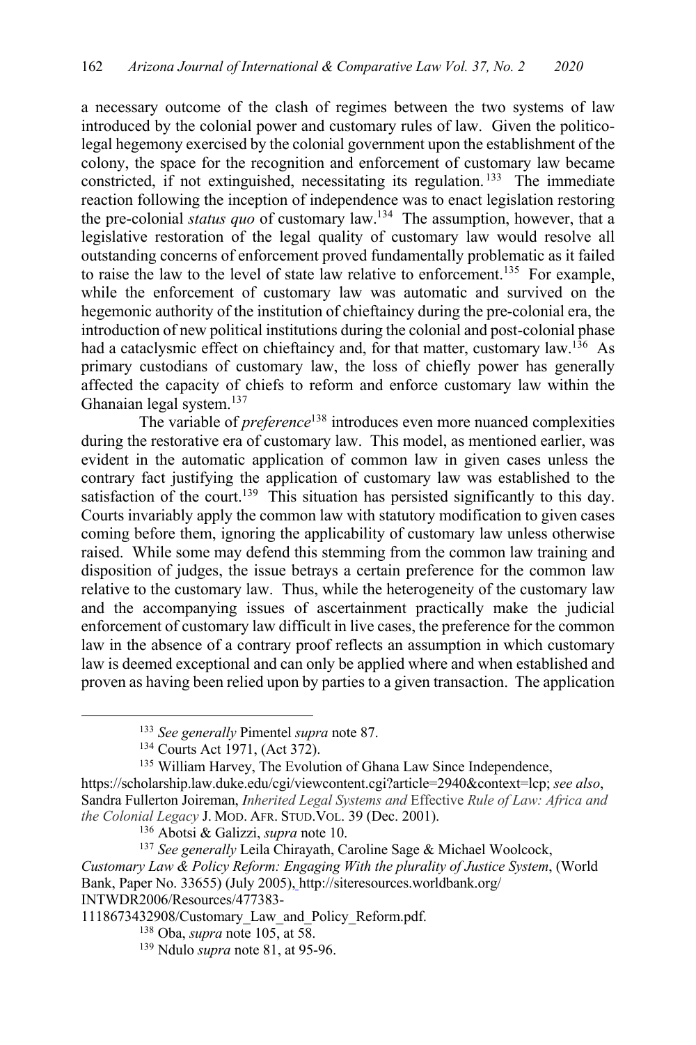a necessary outcome of the clash of regimes between the two systems of law introduced by the colonial power and customary rules of law. Given the politico-legal hegemony exercised by the colonial government upon the establishment of the colony, the space for the recognition and enforcement of customary law became constricted, if not extinguished, necessitating its regulation.[133] The immediate reaction following the inception of independence was to enact legislation restoring the pre-colonial *status quo* of customary law.[134] The assumption, however, that a legislative restoration of the legal quality of customary law would resolve all outstanding concerns of enforcement proved fundamentally problematic as it failed to raise the law to the level of state law relative to enforcement.[135] For example, while the enforcement of customary law was automatic and survived on the hegemonic authority of the institution of chieftaincy during the pre-colonial era, the introduction of new political institutions during the colonial and post-colonial phase had a cataclysmic effect on chieftaincy and, for that matter, customary law.[136] As primary custodians of customary law, the loss of chiefly power has generally affected the capacity of chiefs to reform and enforce customary law within the Ghanaian legal system.[137]

The variable of *preference*[138] introduces even more nuanced complexities during the restorative era of customary law. This model, as mentioned earlier, was evident in the automatic application of common law in given cases unless the contrary fact justifying the application of customary law was established to the satisfaction of the court.[139] This situation has persisted significantly to this day. Courts invariably apply the common law with statutory modification to given cases coming before them, ignoring the applicability of customary law unless otherwise raised. While some may defend this stemming from the common law training and disposition of judges, the issue betrays a certain preference for the common law relative to the customary law. Thus, while the heterogeneity of the customary law and the accompanying issues of ascertainment practically make the judicial enforcement of customary law difficult in live cases, the preference for the common law in the absence of a contrary proof reflects an assumption in which customary law is deemed exceptional and can only be applied where and when established and proven as having been relied upon by parties to a given transaction. The application

---

[133] *See generally* Pimentel *supra* note 87.

[134] Courts Act 1971, (Act 372).

[135] William Harvey, The Evolution of Ghana Law Since Independence, https://scholarship.law.duke.edu/cgi/viewcontent.cgi?article=2940&context=lcp; *see also*, Sandra Fullerton Joireman, *Inherited Legal Systems and* Effective *Rule of Law: Africa and the Colonial Legacy* J. MOD. AFR. STUD.VOL. 39 (Dec. 2001).

[136] Abotsi & Galizzi, *supra* note 10.

[137] *See generally* Leila Chirayath, Caroline Sage & Michael Woolcock, *Customary Law & Policy Reform: Engaging With the plurality of Justice System*, (World Bank, Paper No. 33655) (July 2005), http://siteresources.worldbank.org/INTWDR2006/Resources/477383-1118673432908/Customary_Law_and_Policy_Reform.pdf.

[138] Oba, *supra* note 105, at 58.

[139] Ndulo *supra* note 81, at 95-96.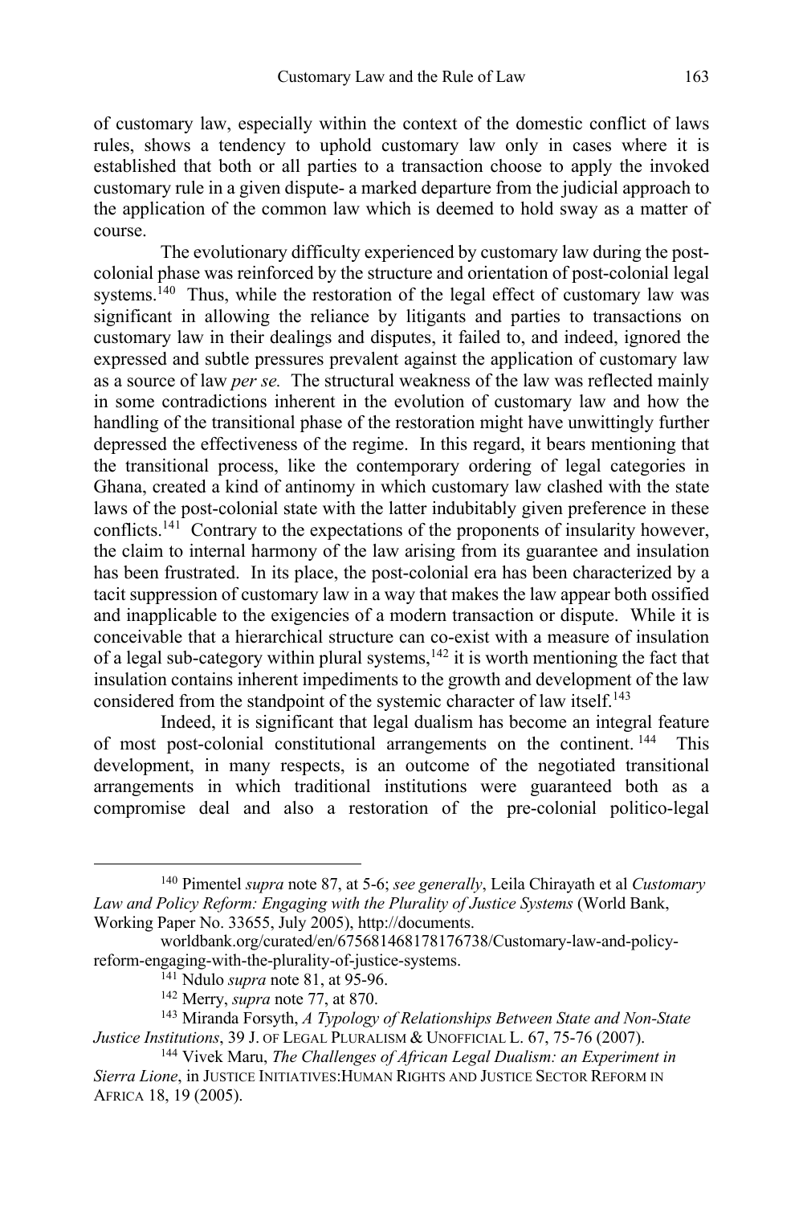of customary law, especially within the context of the domestic conflict of laws rules, shows a tendency to uphold customary law only in cases where it is established that both or all parties to a transaction choose to apply the invoked customary rule in a given dispute- a marked departure from the judicial approach to the application of the common law which is deemed to hold sway as a matter of course.

The evolutionary difficulty experienced by customary law during the post-colonial phase was reinforced by the structure and orientation of post-colonial legal systems.[140] Thus, while the restoration of the legal effect of customary law was significant in allowing the reliance by litigants and parties to transactions on customary law in their dealings and disputes, it failed to, and indeed, ignored the expressed and subtle pressures prevalent against the application of customary law as a source of law *per se.* The structural weakness of the law was reflected mainly in some contradictions inherent in the evolution of customary law and how the handling of the transitional phase of the restoration might have unwittingly further depressed the effectiveness of the regime. In this regard, it bears mentioning that the transitional process, like the contemporary ordering of legal categories in Ghana, created a kind of antinomy in which customary law clashed with the state laws of the post-colonial state with the latter indubitably given preference in these conflicts.[141] Contrary to the expectations of the proponents of insularity however, the claim to internal harmony of the law arising from its guarantee and insulation has been frustrated. In its place, the post-colonial era has been characterized by a tacit suppression of customary law in a way that makes the law appear both ossified and inapplicable to the exigencies of a modern transaction or dispute. While it is conceivable that a hierarchical structure can co-exist with a measure of insulation of a legal sub-category within plural systems,[142] it is worth mentioning the fact that insulation contains inherent impediments to the growth and development of the law considered from the standpoint of the systemic character of law itself.[143]

Indeed, it is significant that legal dualism has become an integral feature of most post-colonial constitutional arrangements on the continent.[144] This development, in many respects, is an outcome of the negotiated transitional arrangements in which traditional institutions were guaranteed both as a compromise deal and also a restoration of the pre-colonial politico-legal

---

[140] Pimentel *supra* note 87, at 5-6; *see generally*, Leila Chirayath et al *Customary Law and Policy Reform: Engaging with the Plurality of Justice Systems* (World Bank, Working Paper No. 33655, July 2005), http://documents.worldbank.org/curated/en/675681468178176738/Customary-law-and-policy-reform-engaging-with-the-plurality-of-justice-systems.

[141] Ndulo *supra* note 81, at 95-96.

[142] Merry, *supra* note 77, at 870.

[143] Miranda Forsyth, *A Typology of Relationships Between State and Non-State Justice Institutions*, 39 J. OF LEGAL PLURALISM & UNOFFICIAL L. 67, 75-76 (2007).

[144] Vivek Maru, *The Challenges of African Legal Dualism: an Experiment in Sierra Lione*, in JUSTICE INITIATIVES:HUMAN RIGHTS AND JUSTICE SECTOR REFORM IN AFRICA 18, 19 (2005).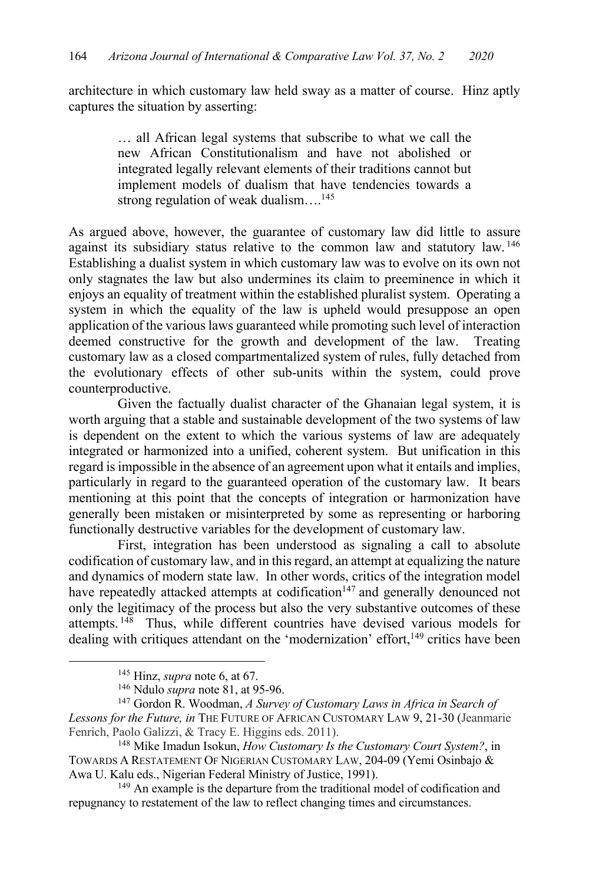architecture in which customary law held sway as a matter of course. Hinz aptly captures the situation by asserting:

> … all African legal systems that subscribe to what we call the new African Constitutionalism and have not abolished or integrated legally relevant elements of their traditions cannot but implement models of dualism that have tendencies towards a strong regulation of weak dualism….[145]

As argued above, however, the guarantee of customary law did little to assure against its subsidiary status relative to the common law and statutory law.[146] Establishing a dualist system in which customary law was to evolve on its own not only stagnates the law but also undermines its claim to preeminence in which it enjoys an equality of treatment within the established pluralist system. Operating a system in which the equality of the law is upheld would presuppose an open application of the various laws guaranteed while promoting such level of interaction deemed constructive for the growth and development of the law. Treating customary law as a closed compartmentalized system of rules, fully detached from the evolutionary effects of other sub-units within the system, could prove counterproductive.

Given the factually dualist character of the Ghanaian legal system, it is worth arguing that a stable and sustainable development of the two systems of law is dependent on the extent to which the various systems of law are adequately integrated or harmonized into a unified, coherent system. But unification in this regard is impossible in the absence of an agreement upon what it entails and implies, particularly in regard to the guaranteed operation of the customary law. It bears mentioning at this point that the concepts of integration or harmonization have generally been mistaken or misinterpreted by some as representing or harboring functionally destructive variables for the development of customary law.

First, integration has been understood as signaling a call to absolute codification of customary law, and in this regard, an attempt at equalizing the nature and dynamics of modern state law. In other words, critics of the integration model have repeatedly attacked attempts at codification[147] and generally denounced not only the legitimacy of the process but also the very substantive outcomes of these attempts.[148] Thus, while different countries have devised various models for dealing with critiques attendant on the 'modernization' effort,[149] critics have been

---

[145] Hinz, *supra* note 6, at 67.

[146] Ndulo *supra* note 81, at 95-96.

[147] Gordon R. Woodman, *A Survey of Customary Laws in Africa in Search of Lessons for the Future, in* THE FUTURE OF AFRICAN CUSTOMARY LAW 9, 21-30 (Jeanmarie Fenrich, Paolo Galizzi, & Tracy E. Higgins eds. 2011).

[148] Mike Imadun Isokun, *How Customary Is the Customary Court System?*, in TOWARDS A RESTATEMENT OF NIGERIAN CUSTOMARY LAW, 204-09 (Yemi Osinbajo & Awa U. Kalu eds., Nigerian Federal Ministry of Justice, 1991).

[149] An example is the departure from the traditional model of codification and repugnancy to restatement of the law to reflect changing times and circumstances.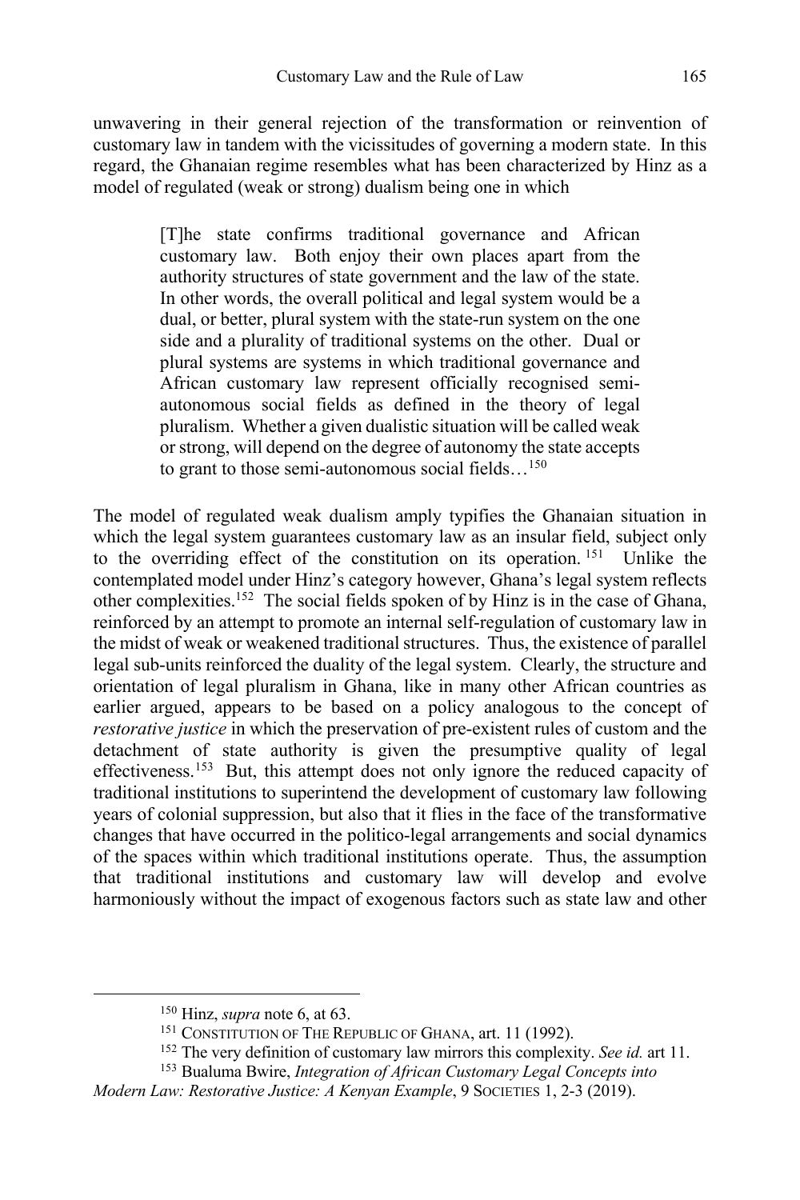unwavering in their general rejection of the transformation or reinvention of customary law in tandem with the vicissitudes of governing a modern state. In this regard, the Ghanaian regime resembles what has been characterized by Hinz as a model of regulated (weak or strong) dualism being one in which

> [T]he state confirms traditional governance and African customary law. Both enjoy their own places apart from the authority structures of state government and the law of the state. In other words, the overall political and legal system would be a dual, or better, plural system with the state-run system on the one side and a plurality of traditional systems on the other. Dual or plural systems are systems in which traditional governance and African customary law represent officially recognised semi-autonomous social fields as defined in the theory of legal pluralism. Whether a given dualistic situation will be called weak or strong, will depend on the degree of autonomy the state accepts to grant to those semi-autonomous social fields…[150]

The model of regulated weak dualism amply typifies the Ghanaian situation in which the legal system guarantees customary law as an insular field, subject only to the overriding effect of the constitution on its operation.[151] Unlike the contemplated model under Hinz's category however, Ghana's legal system reflects other complexities.[152] The social fields spoken of by Hinz is in the case of Ghana, reinforced by an attempt to promote an internal self-regulation of customary law in the midst of weak or weakened traditional structures. Thus, the existence of parallel legal sub-units reinforced the duality of the legal system. Clearly, the structure and orientation of legal pluralism in Ghana, like in many other African countries as earlier argued, appears to be based on a policy analogous to the concept of *restorative justice* in which the preservation of pre-existent rules of custom and the detachment of state authority is given the presumptive quality of legal effectiveness.[153] But, this attempt does not only ignore the reduced capacity of traditional institutions to superintend the development of customary law following years of colonial suppression, but also that it flies in the face of the transformative changes that have occurred in the politico-legal arrangements and social dynamics of the spaces within which traditional institutions operate. Thus, the assumption that traditional institutions and customary law will develop and evolve harmoniously without the impact of exogenous factors such as state law and other

---

[150] Hinz, *supra* note 6, at 63.

[151] CONSTITUTION OF THE REPUBLIC OF GHANA, art. 11 (1992).

[152] The very definition of customary law mirrors this complexity. *See id.* art 11.

[153] Bualuma Bwire, *Integration of African Customary Legal Concepts into Modern Law: Restorative Justice: A Kenyan Example*, 9 SOCIETIES 1, 2-3 (2019).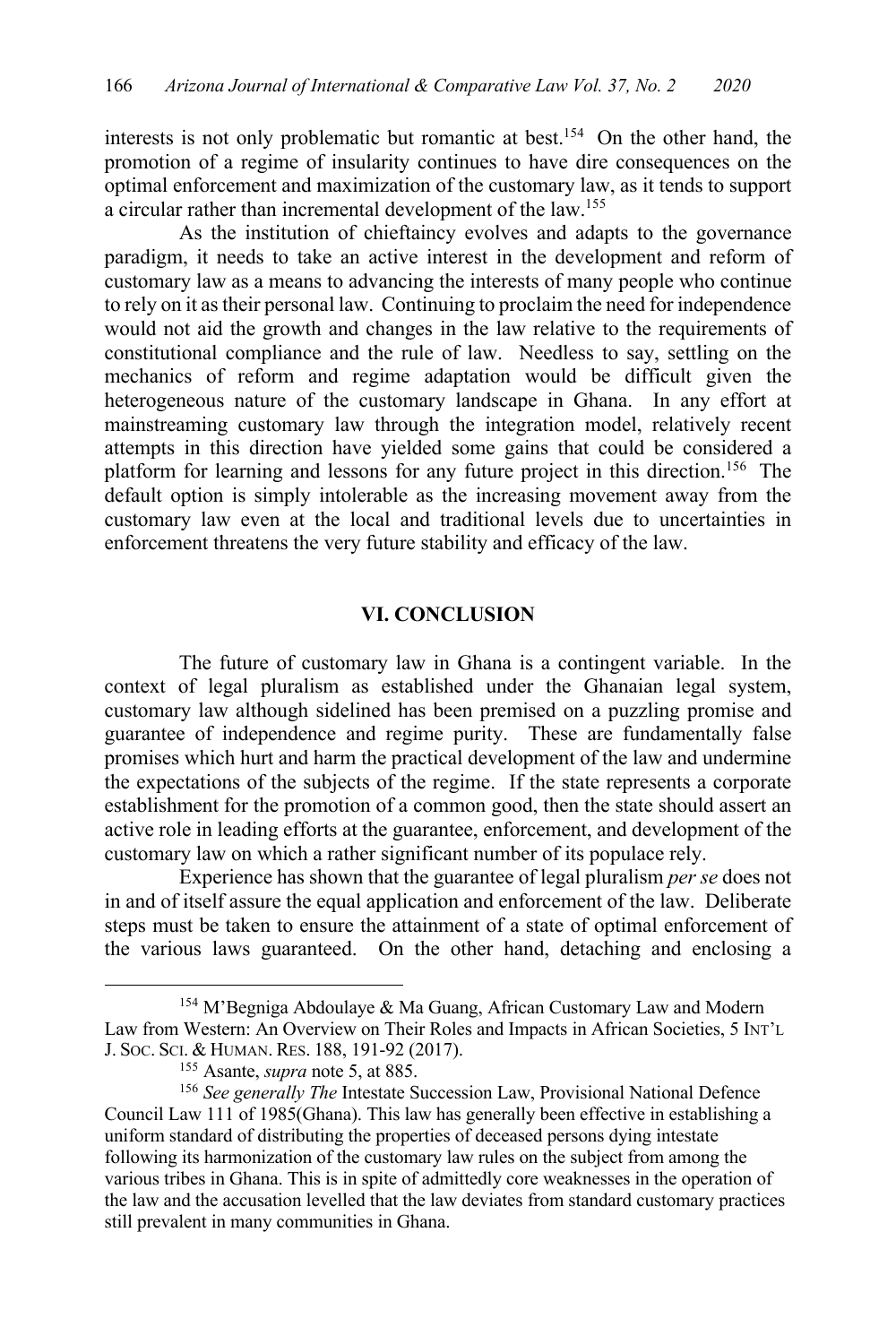interests is not only problematic but romantic at best.[154] On the other hand, the promotion of a regime of insularity continues to have dire consequences on the optimal enforcement and maximization of the customary law, as it tends to support a circular rather than incremental development of the law.[155]

As the institution of chieftaincy evolves and adapts to the governance paradigm, it needs to take an active interest in the development and reform of customary law as a means to advancing the interests of many people who continue to rely on it as their personal law. Continuing to proclaim the need for independence would not aid the growth and changes in the law relative to the requirements of constitutional compliance and the rule of law. Needless to say, settling on the mechanics of reform and regime adaptation would be difficult given the heterogeneous nature of the customary landscape in Ghana. In any effort at mainstreaming customary law through the integration model, relatively recent attempts in this direction have yielded some gains that could be considered a platform for learning and lessons for any future project in this direction.[156] The default option is simply intolerable as the increasing movement away from the customary law even at the local and traditional levels due to uncertainties in enforcement threatens the very future stability and efficacy of the law.

## VI. CONCLUSION

The future of customary law in Ghana is a contingent variable. In the context of legal pluralism as established under the Ghanaian legal system, customary law although sidelined has been premised on a puzzling promise and guarantee of independence and regime purity. These are fundamentally false promises which hurt and harm the practical development of the law and undermine the expectations of the subjects of the regime. If the state represents a corporate establishment for the promotion of a common good, then the state should assert an active role in leading efforts at the guarantee, enforcement, and development of the customary law on which a rather significant number of its populace rely.

Experience has shown that the guarantee of legal pluralism *per se* does not in and of itself assure the equal application and enforcement of the law. Deliberate steps must be taken to ensure the attainment of a state of optimal enforcement of the various laws guaranteed. On the other hand, detaching and enclosing a

---

[154] M'Begniga Abdoulaye & Ma Guang, African Customary Law and Modern Law from Western: An Overview on Their Roles and Impacts in African Societies, 5 INT'L J. SOC. SCI. & HUMAN. RES. 188, 191-92 (2017).

[155] Asante, *supra* note 5, at 885.

[156] *See generally The* Intestate Succession Law, Provisional National Defence Council Law 111 of 1985(Ghana). This law has generally been effective in establishing a uniform standard of distributing the properties of deceased persons dying intestate following its harmonization of the customary law rules on the subject from among the various tribes in Ghana. This is in spite of admittedly core weaknesses in the operation of the law and the accusation levelled that the law deviates from standard customary practices still prevalent in many communities in Ghana.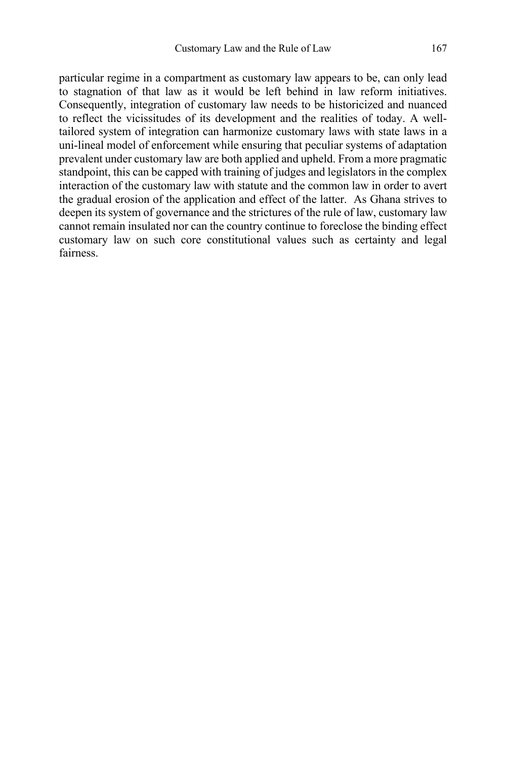particular regime in a compartment as customary law appears to be, can only lead to stagnation of that law as it would be left behind in law reform initiatives. Consequently, integration of customary law needs to be historicized and nuanced to reflect the vicissitudes of its development and the realities of today. A well-tailored system of integration can harmonize customary laws with state laws in a uni-lineal model of enforcement while ensuring that peculiar systems of adaptation prevalent under customary law are both applied and upheld. From a more pragmatic standpoint, this can be capped with training of judges and legislators in the complex interaction of the customary law with statute and the common law in order to avert the gradual erosion of the application and effect of the latter. As Ghana strives to deepen its system of governance and the strictures of the rule of law, customary law cannot remain insulated nor can the country continue to foreclose the binding effect customary law on such core constitutional values such as certainty and legal fairness.